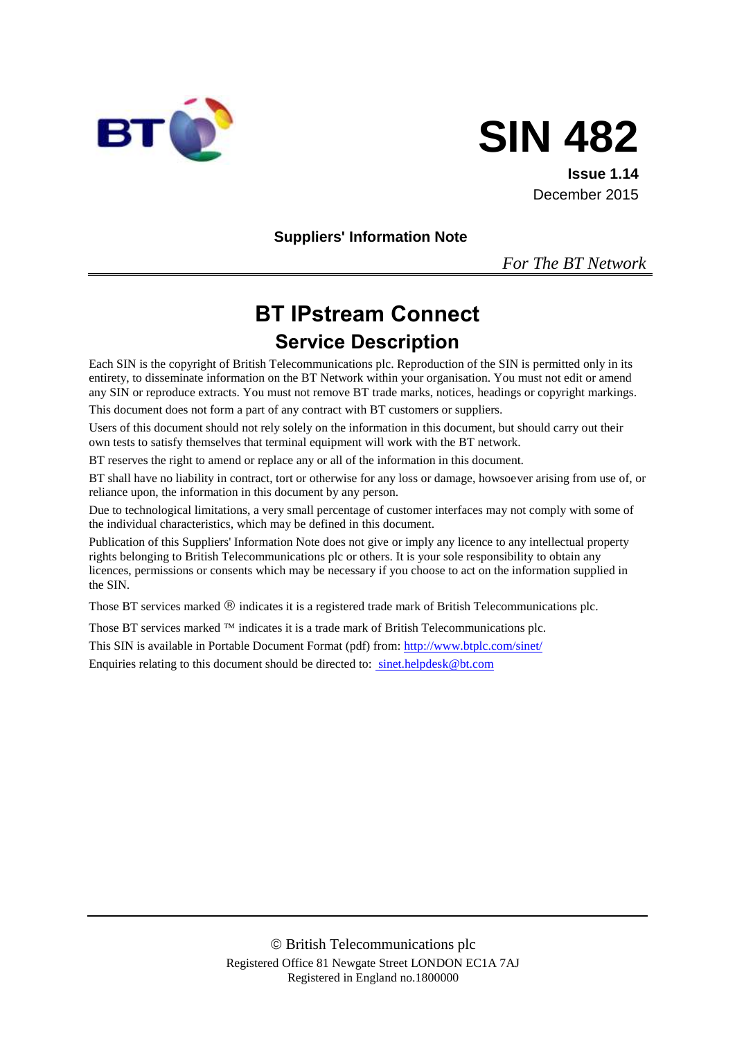# SIN 482

**Issue 1.14**
December 2015

**Suppliers' Information Note**

*For The BT Network*

# BT IPstream Connect

## Service Description

Each SIN is the copyright of British Telecommunications plc. Reproduction of the SIN is permitted only in its entirety, to disseminate information on the BT Network within your organisation. You must not edit or amend any SIN or reproduce extracts. You must not remove BT trade marks, notices, headings or copyright markings.

This document does not form a part of any contract with BT customers or suppliers.

Users of this document should not rely solely on the information in this document, but should carry out their own tests to satisfy themselves that terminal equipment will work with the BT network.

BT reserves the right to amend or replace any or all of the information in this document.

BT shall have no liability in contract, tort or otherwise for any loss or damage, howsoever arising from use of, or reliance upon, the information in this document by any person.

Due to technological limitations, a very small percentage of customer interfaces may not comply with some of the individual characteristics, which may be defined in this document.

Publication of this Suppliers' Information Note does not give or imply any licence to any intellectual property rights belonging to British Telecommunications plc or others. It is your sole responsibility to obtain any licences, permissions or consents which may be necessary if you choose to act on the information supplied in the SIN.

Those BT services marked ® indicates it is a registered trade mark of British Telecommunications plc.

Those BT services marked ™ indicates it is a trade mark of British Telecommunications plc.

This SIN is available in Portable Document Format (pdf) from: http://www.btplc.com/sinet/

Enquiries relating to this document should be directed to: sinet.helpdesk@bt.com

© British Telecommunications plc
Registered Office 81 Newgate Street LONDON EC1A 7AJ
Registered in England no.1800000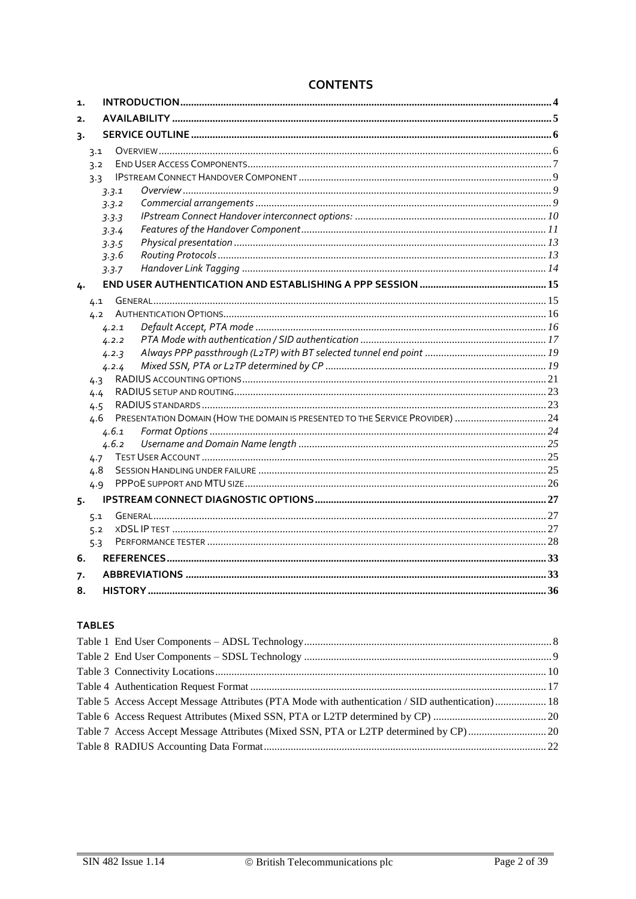# CONTENTS

1. INTRODUCTION ..... 4
2. AVAILABILITY ..... 5
3. SERVICE OUTLINE ..... 6
   - 3.1 OVERVIEW ..... 6
   - 3.2 END USER ACCESS COMPONENTS ..... 7
   - 3.3 IPSTREAM CONNECT HANDOVER COMPONENT ..... 9
     - 3.3.1 *Overview* ..... 9
     - 3.3.2 *Commercial arrangements* ..... 9
     - 3.3.3 *IPstream Connect Handover interconnect options:* ..... 10
     - 3.3.4 *Features of the Handover Component* ..... 11
     - 3.3.5 *Physical presentation* ..... 13
     - 3.3.6 *Routing Protocols* ..... 13
     - 3.3.7 *Handover Link Tagging* ..... 14
4. END USER AUTHENTICATION AND ESTABLISHING A PPP SESSION ..... 15
   - 4.1 GENERAL ..... 15
   - 4.2 AUTHENTICATION OPTIONS ..... 16
     - 4.2.1 *Default Accept, PTA mode* ..... 16
     - 4.2.2 *PTA Mode with authentication / SID authentication* ..... 17
     - 4.2.3 *Always PPP passthrough (L2TP) with BT selected tunnel end point* ..... 19
     - 4.2.4 *Mixed SSN, PTA or L2TP determined by CP* ..... 19
   - 4.3 RADIUS ACCOUNTING OPTIONS ..... 21
   - 4.4 RADIUS SETUP AND ROUTING ..... 23
   - 4.5 RADIUS STANDARDS ..... 23
   - 4.6 PRESENTATION DOMAIN (HOW THE DOMAIN IS PRESENTED TO THE SERVICE PROVIDER) ..... 24
     - 4.6.1 *Format Options* ..... 24
     - 4.6.2 *Username and Domain Name length* ..... 25
   - 4.7 TEST USER ACCOUNT ..... 25
   - 4.8 SESSION HANDLING UNDER FAILURE ..... 25
   - 4.9 PPPOE SUPPORT AND MTU SIZE ..... 26
5. IPSTREAM CONNECT DIAGNOSTIC OPTIONS ..... 27
   - 5.1 GENERAL ..... 27
   - 5.2 XDSL IP TEST ..... 27
   - 5.3 PERFORMANCE TESTER ..... 28
6. REFERENCES ..... 33
7. ABBREVIATIONS ..... 33
8. HISTORY ..... 36

## TABLES

Table 1 End User Components – ADSL Technology ..... 8
Table 2 End User Components – SDSL Technology ..... 9
Table 3 Connectivity Locations ..... 10
Table 4 Authentication Request Format ..... 17
Table 5 Access Accept Message Attributes (PTA Mode with authentication / SID authentication) ..... 18
Table 6 Access Request Attributes (Mixed SSN, PTA or L2TP determined by CP) ..... 20
Table 7 Access Accept Message Attributes (Mixed SSN, PTA or L2TP determined by CP) ..... 20
Table 8 RADIUS Accounting Data Format ..... 22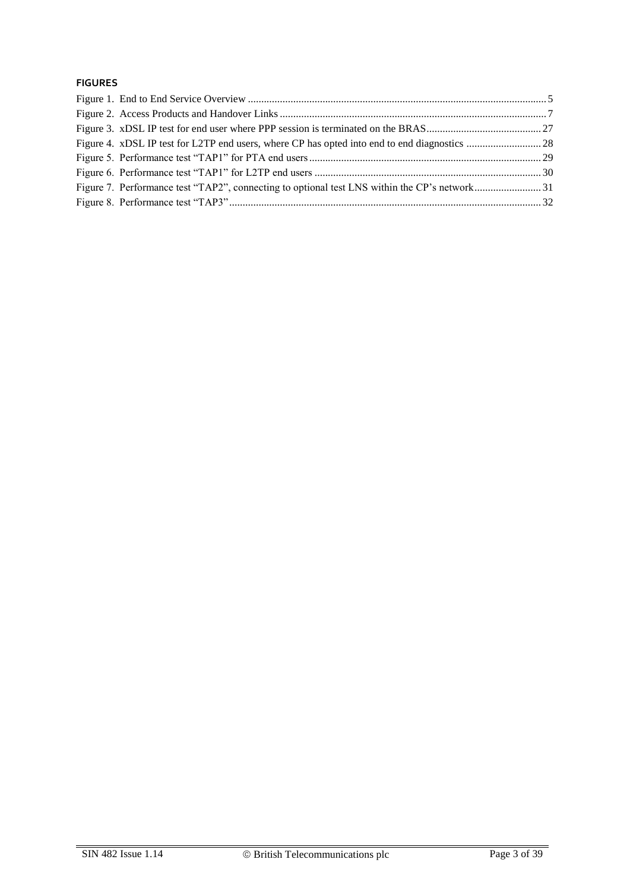## FIGURES

Figure 1. End to End Service Overview ............................................................................................................ 5
Figure 2. Access Products and Handover Links ................................................................................................ 7
Figure 3. xDSL IP test for end user where PPP session is terminated on the BRAS ....................................... 27
Figure 4. xDSL IP test for L2TP end users, where CP has opted into end to end diagnostics ........................ 28
Figure 5. Performance test “TAP1” for PTA end users ................................................................................... 29
Figure 6. Performance test “TAP1” for L2TP end users .................................................................................. 30
Figure 7. Performance test “TAP2”, connecting to optional test LNS within the CP’s network ...................... 31
Figure 8. Performance test “TAP3” .................................................................................................................. 32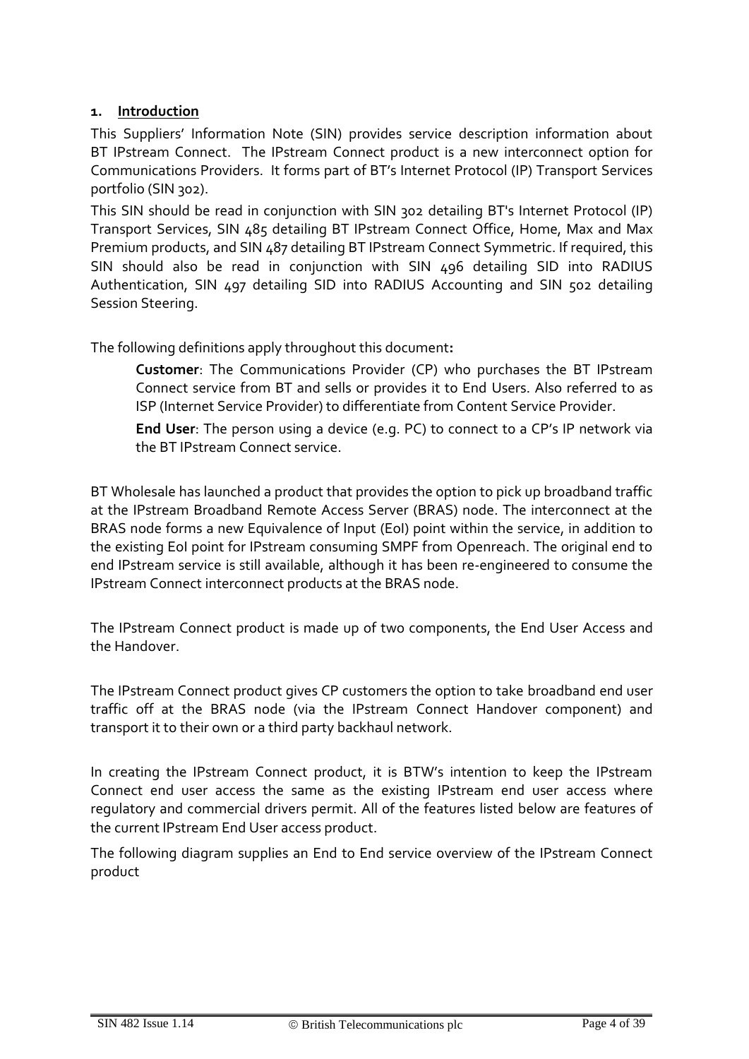## 1. Introduction

This Suppliers' Information Note (SIN) provides service description information about BT IPstream Connect. The IPstream Connect product is a new interconnect option for Communications Providers. It forms part of BT's Internet Protocol (IP) Transport Services portfolio (SIN 302).

This SIN should be read in conjunction with SIN 302 detailing BT's Internet Protocol (IP) Transport Services, SIN 485 detailing BT IPstream Connect Office, Home, Max and Max Premium products, and SIN 487 detailing BT IPstream Connect Symmetric. If required, this SIN should also be read in conjunction with SIN 496 detailing SID into RADIUS Authentication, SIN 497 detailing SID into RADIUS Accounting and SIN 502 detailing Session Steering.

The following definitions apply throughout this document**:**

> **Customer**: The Communications Provider (CP) who purchases the BT IPstream Connect service from BT and sells or provides it to End Users. Also referred to as ISP (Internet Service Provider) to differentiate from Content Service Provider.
>
> **End User**: The person using a device (e.g. PC) to connect to a CP's IP network via the BT IPstream Connect service.

BT Wholesale has launched a product that provides the option to pick up broadband traffic at the IPstream Broadband Remote Access Server (BRAS) node. The interconnect at the BRAS node forms a new Equivalence of Input (EoI) point within the service, in addition to the existing EoI point for IPstream consuming SMPF from Openreach. The original end to end IPstream service is still available, although it has been re-engineered to consume the IPstream Connect interconnect products at the BRAS node.

The IPstream Connect product is made up of two components, the End User Access and the Handover.

The IPstream Connect product gives CP customers the option to take broadband end user traffic off at the BRAS node (via the IPstream Connect Handover component) and transport it to their own or a third party backhaul network.

In creating the IPstream Connect product, it is BTW's intention to keep the IPstream Connect end user access the same as the existing IPstream end user access where regulatory and commercial drivers permit. All of the features listed below are features of the current IPstream End User access product.

The following diagram supplies an End to End service overview of the IPstream Connect product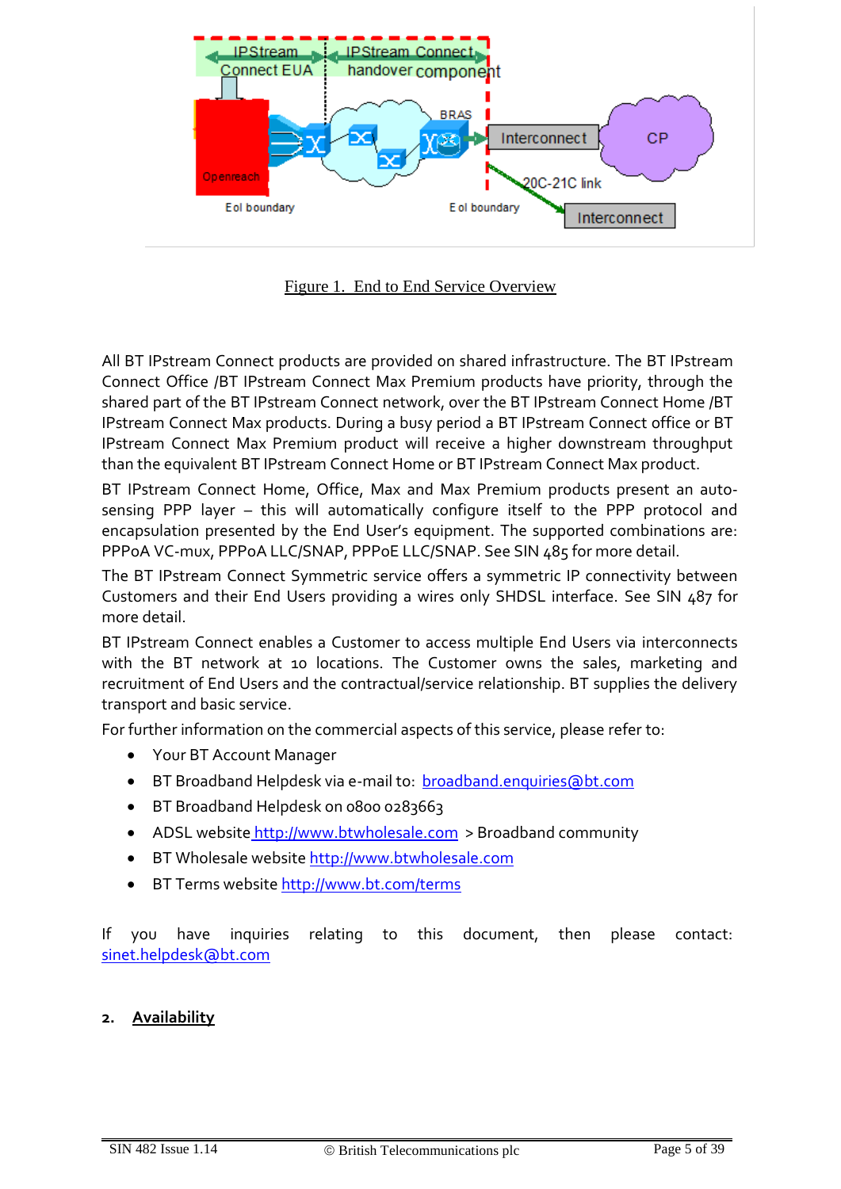Figure 1. End to End Service Overview

All BT IPstream Connect products are provided on shared infrastructure. The BT IPstream Connect Office /BT IPstream Connect Max Premium products have priority, through the shared part of the BT IPstream Connect network, over the BT IPstream Connect Home /BT IPstream Connect Max products. During a busy period a BT IPstream Connect office or BT IPstream Connect Max Premium product will receive a higher downstream throughput than the equivalent BT IPstream Connect Home or BT IPstream Connect Max product.

BT IPstream Connect Home, Office, Max and Max Premium products present an auto-sensing PPP layer – this will automatically configure itself to the PPP protocol and encapsulation presented by the End User's equipment. The supported combinations are: PPPoA VC-mux, PPPoA LLC/SNAP, PPPoE LLC/SNAP. See SIN 485 for more detail.

The BT IPstream Connect Symmetric service offers a symmetric IP connectivity between Customers and their End Users providing a wires only SHDSL interface. See SIN 487 for more detail.

BT IPstream Connect enables a Customer to access multiple End Users via interconnects with the BT network at 10 locations. The Customer owns the sales, marketing and recruitment of End Users and the contractual/service relationship. BT supplies the delivery transport and basic service.

For further information on the commercial aspects of this service, please refer to:

- Your BT Account Manager
- BT Broadband Helpdesk via e-mail to: broadband.enquiries@bt.com
- BT Broadband Helpdesk on 0800 0283663
- ADSL website http://www.btwholesale.com > Broadband community
- BT Wholesale website http://www.btwholesale.com
- BT Terms website http://www.bt.com/terms

If you have inquiries relating to this document, then please contact: sinet.helpdesk@bt.com

## 2. Availability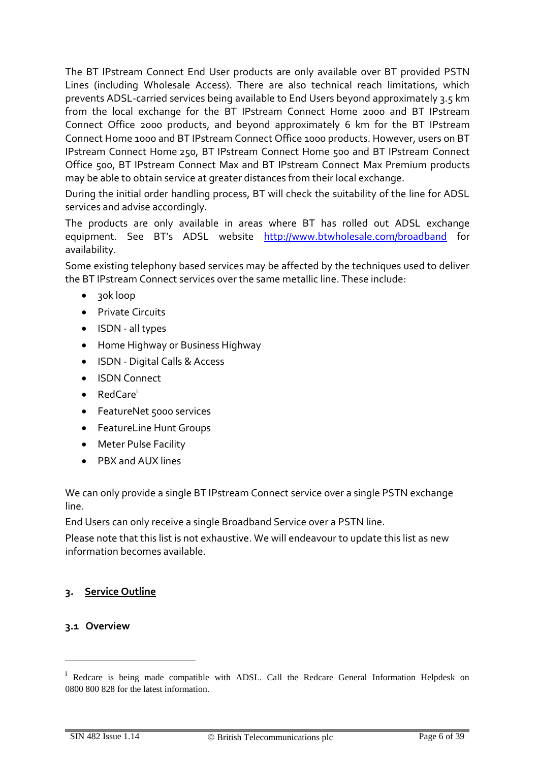The BT IPstream Connect End User products are only available over BT provided PSTN Lines (including Wholesale Access). There are also technical reach limitations, which prevents ADSL-carried services being available to End Users beyond approximately 3.5 km from the local exchange for the BT IPstream Connect Home 2000 and BT IPstream Connect Office 2000 products, and beyond approximately 6 km for the BT IPstream Connect Home 1000 and BT IPstream Connect Office 1000 products. However, users on BT IPstream Connect Home 250, BT IPstream Connect Home 500 and BT IPstream Connect Office 500, BT IPstream Connect Max and BT IPstream Connect Max Premium products may be able to obtain service at greater distances from their local exchange.

During the initial order handling process, BT will check the suitability of the line for ADSL services and advise accordingly.

The products are only available in areas where BT has rolled out ADSL exchange equipment. See BT's ADSL website http://www.btwholesale.com/broadband for availability.

Some existing telephony based services may be affected by the techniques used to deliver the BT IPstream Connect services over the same metallic line. These include:

- 30k loop
- Private Circuits
- ISDN - all types
- Home Highway or Business Highway
- ISDN - Digital Calls & Access
- ISDN Connect
- RedCare[i]
- FeatureNet 5000 services
- FeatureLine Hunt Groups
- Meter Pulse Facility
- PBX and AUX lines

We can only provide a single BT IPstream Connect service over a single PSTN exchange line.

End Users can only receive a single Broadband Service over a PSTN line.

Please note that this list is not exhaustive. We will endeavour to update this list as new information becomes available.

## 3. Service Outline

### 3.1 Overview

---

[i] Redcare is being made compatible with ADSL. Call the Redcare General Information Helpdesk on 0800 800 828 for the latest information.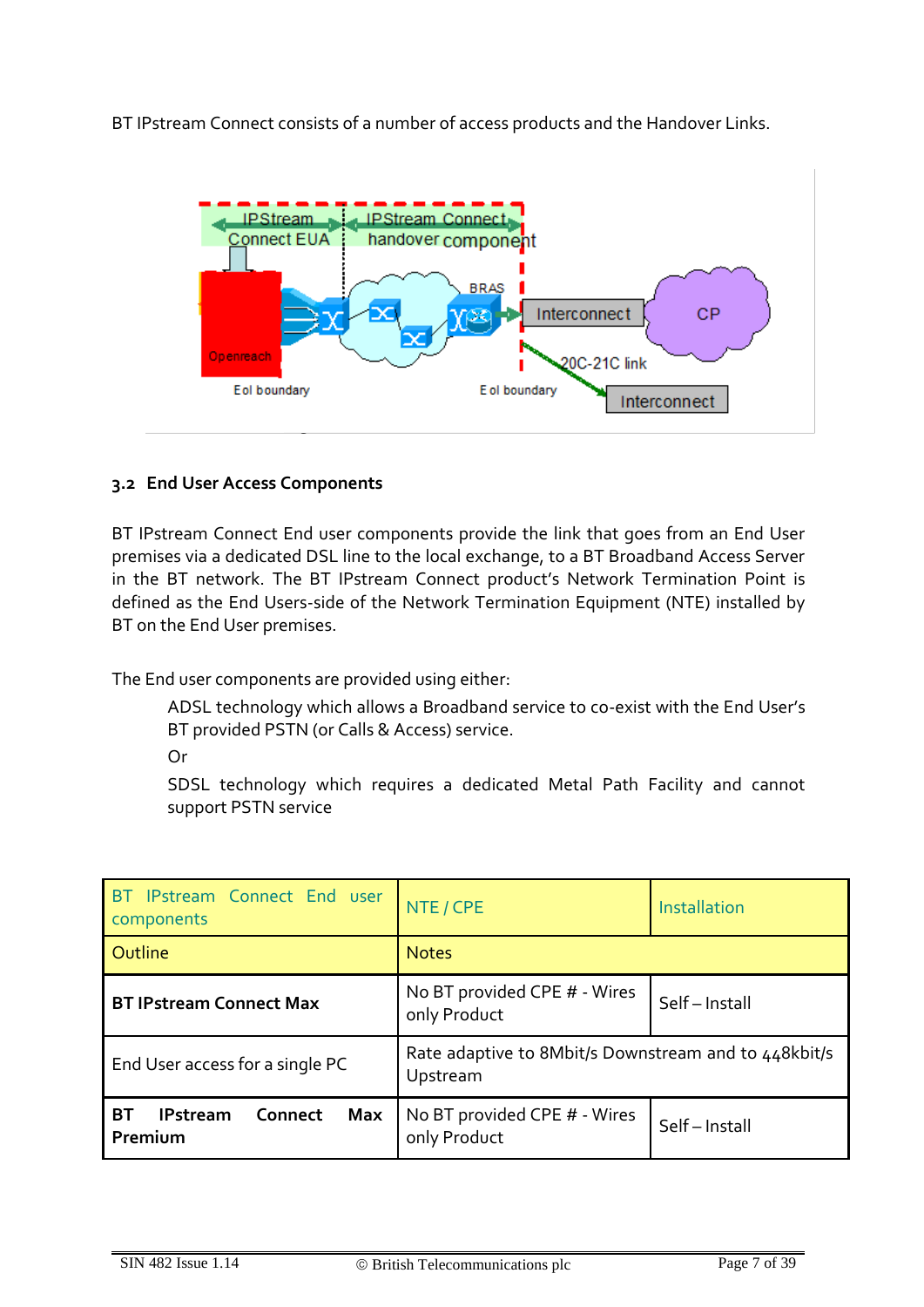BT IPstream Connect consists of a number of access products and the Handover Links.

### 3.2 End User Access Components

BT IPstream Connect End user components provide the link that goes from an End User premises via a dedicated DSL line to the local exchange, to a BT Broadband Access Server in the BT network. The BT IPstream Connect product's Network Termination Point is defined as the End Users-side of the Network Termination Equipment (NTE) installed by BT on the End User premises.

The End user components are provided using either:

> ADSL technology which allows a Broadband service to co-exist with the End User's BT provided PSTN (or Calls & Access) service.
>
> Or
>
> SDSL technology which requires a dedicated Metal Path Facility and cannot support PSTN service

| BT IPstream Connect End user components | NTE / CPE | Installation |
|---|---|---|
| Outline | Notes | |
| **BT IPstream Connect Max** | No BT provided CPE # - Wires only Product | Self – Install |
| End User access for a single PC | Rate adaptive to 8Mbit/s Downstream and to 448kbit/s Upstream | |
| **BT IPstream Connect Max Premium** | No BT provided CPE # - Wires only Product | Self – Install |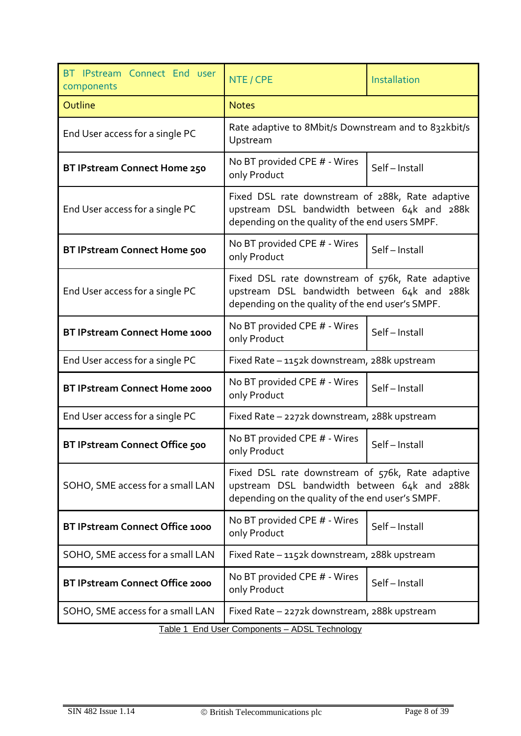| BT IPstream Connect End user components | NTE / CPE | Installation |
|---|---|---|
| Outline | Notes | |
| End User access for a single PC | Rate adaptive to 8Mbit/s Downstream and to 832kbit/s Upstream | |
| **BT IPstream Connect Home 250** | No BT provided CPE # - Wires only Product | Self – Install |
| End User access for a single PC | Fixed DSL rate downstream of 288k, Rate adaptive upstream DSL bandwidth between 64k and 288k depending on the quality of the end users SMPF. | |
| **BT IPstream Connect Home 500** | No BT provided CPE # - Wires only Product | Self – Install |
| End User access for a single PC | Fixed DSL rate downstream of 576k, Rate adaptive upstream DSL bandwidth between 64k and 288k depending on the quality of the end user's SMPF. | |
| **BT IPstream Connect Home 1000** | No BT provided CPE # - Wires only Product | Self – Install |
| End User access for a single PC | Fixed Rate – 1152k downstream, 288k upstream | |
| **BT IPstream Connect Home 2000** | No BT provided CPE # - Wires only Product | Self – Install |
| End User access for a single PC | Fixed Rate – 2272k downstream, 288k upstream | |
| **BT IPstream Connect Office 500** | No BT provided CPE # - Wires only Product | Self – Install |
| SOHO, SME access for a small LAN | Fixed DSL rate downstream of 576k, Rate adaptive upstream DSL bandwidth between 64k and 288k depending on the quality of the end user's SMPF. | |
| **BT IPstream Connect Office 1000** | No BT provided CPE # - Wires only Product | Self – Install |
| SOHO, SME access for a small LAN | Fixed Rate – 1152k downstream, 288k upstream | |
| **BT IPstream Connect Office 2000** | No BT provided CPE # - Wires only Product | Self – Install |
| SOHO, SME access for a small LAN | Fixed Rate – 2272k downstream, 288k upstream | |

Table 1 End User Components – ADSL Technology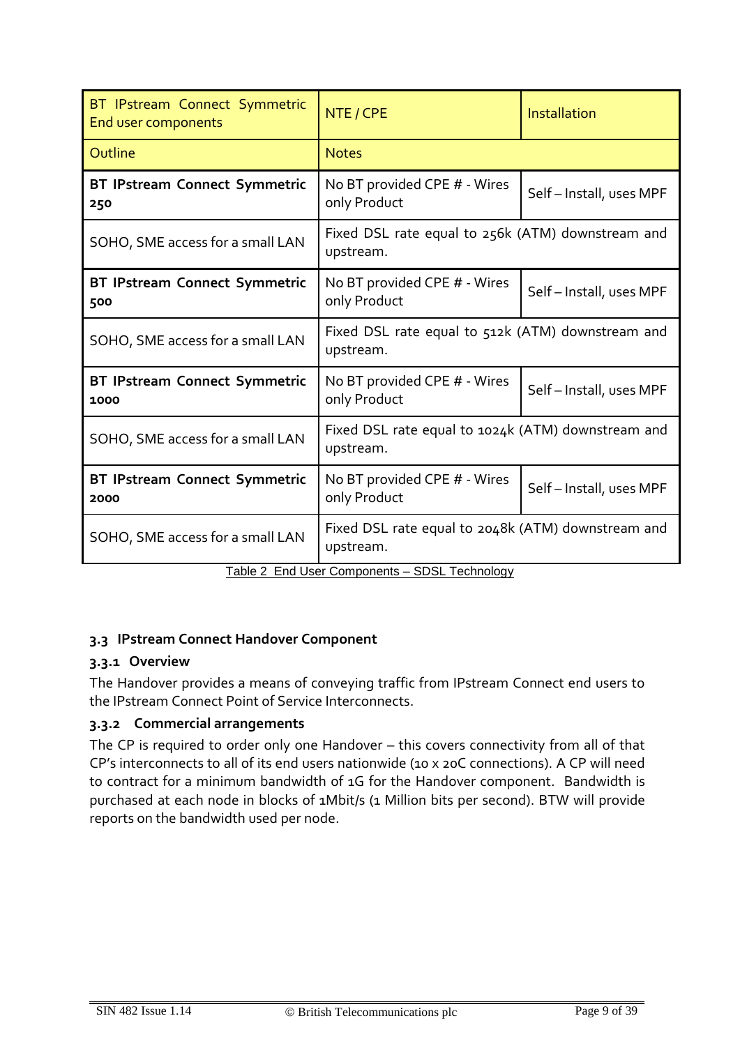| BT IPstream Connect Symmetric End user components | NTE / CPE | Installation |
|---|---|---|
| Outline | Notes | |
| **BT IPstream Connect Symmetric 250** | No BT provided CPE # - Wires only Product | Self – Install, uses MPF |
| SOHO, SME access for a small LAN | Fixed DSL rate equal to 256k (ATM) downstream and upstream. | |
| **BT IPstream Connect Symmetric 500** | No BT provided CPE # - Wires only Product | Self – Install, uses MPF |
| SOHO, SME access for a small LAN | Fixed DSL rate equal to 512k (ATM) downstream and upstream. | |
| **BT IPstream Connect Symmetric 1000** | No BT provided CPE # - Wires only Product | Self – Install, uses MPF |
| SOHO, SME access for a small LAN | Fixed DSL rate equal to 1024k (ATM) downstream and upstream. | |
| **BT IPstream Connect Symmetric 2000** | No BT provided CPE # - Wires only Product | Self – Install, uses MPF |
| SOHO, SME access for a small LAN | Fixed DSL rate equal to 2048k (ATM) downstream and upstream. | |

Table 2 End User Components – SDSL Technology

## 3.3 IPstream Connect Handover Component

### 3.3.1 Overview

The Handover provides a means of conveying traffic from IPstream Connect end users to the IPstream Connect Point of Service Interconnects.

### 3.3.2 Commercial arrangements

The CP is required to order only one Handover – this covers connectivity from all of that CP's interconnects to all of its end users nationwide (10 x 20C connections). A CP will need to contract for a minimum bandwidth of 1G for the Handover component. Bandwidth is purchased at each node in blocks of 1Mbit/s (1 Million bits per second). BTW will provide reports on the bandwidth used per node.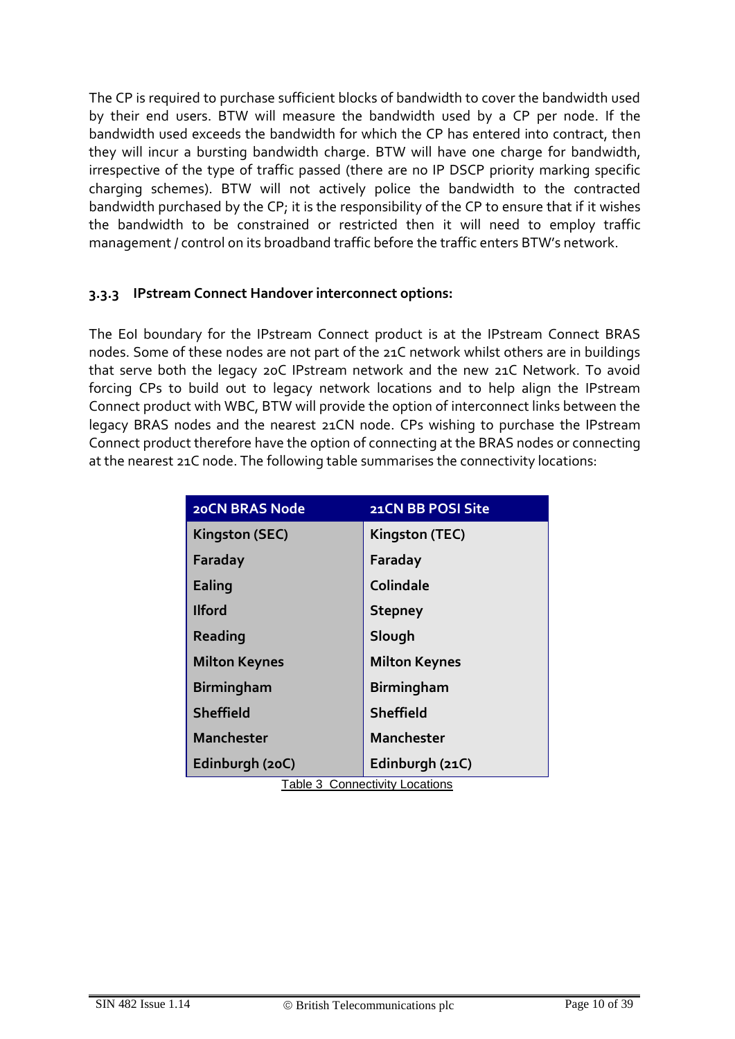The CP is required to purchase sufficient blocks of bandwidth to cover the bandwidth used by their end users. BTW will measure the bandwidth used by a CP per node. If the bandwidth used exceeds the bandwidth for which the CP has entered into contract, then they will incur a bursting bandwidth charge. BTW will have one charge for bandwidth, irrespective of the type of traffic passed (there are no IP DSCP priority marking specific charging schemes). BTW will not actively police the bandwidth to the contracted bandwidth purchased by the CP; it is the responsibility of the CP to ensure that if it wishes the bandwidth to be constrained or restricted then it will need to employ traffic management / control on its broadband traffic before the traffic enters BTW's network.

### 3.3.3 IPstream Connect Handover interconnect options:

The EoI boundary for the IPstream Connect product is at the IPstream Connect BRAS nodes. Some of these nodes are not part of the 21C network whilst others are in buildings that serve both the legacy 20C IPstream network and the new 21C Network. To avoid forcing CPs to build out to legacy network locations and to help align the IPstream Connect product with WBC, BTW will provide the option of interconnect links between the legacy BRAS nodes and the nearest 21CN node. CPs wishing to purchase the IPstream Connect product therefore have the option of connecting at the BRAS nodes or connecting at the nearest 21C node. The following table summarises the connectivity locations:

| 20CN BRAS Node | 21CN BB POSI Site |
|---|---|
| Kingston (SEC) | Kingston (TEC) |
| Faraday | Faraday |
| Ealing | Colindale |
| Ilford | Stepney |
| Reading | Slough |
| Milton Keynes | Milton Keynes |
| Birmingham | Birmingham |
| Sheffield | Sheffield |
| Manchester | Manchester |
| Edinburgh (20C) | Edinburgh (21C) |

Table 3 Connectivity Locations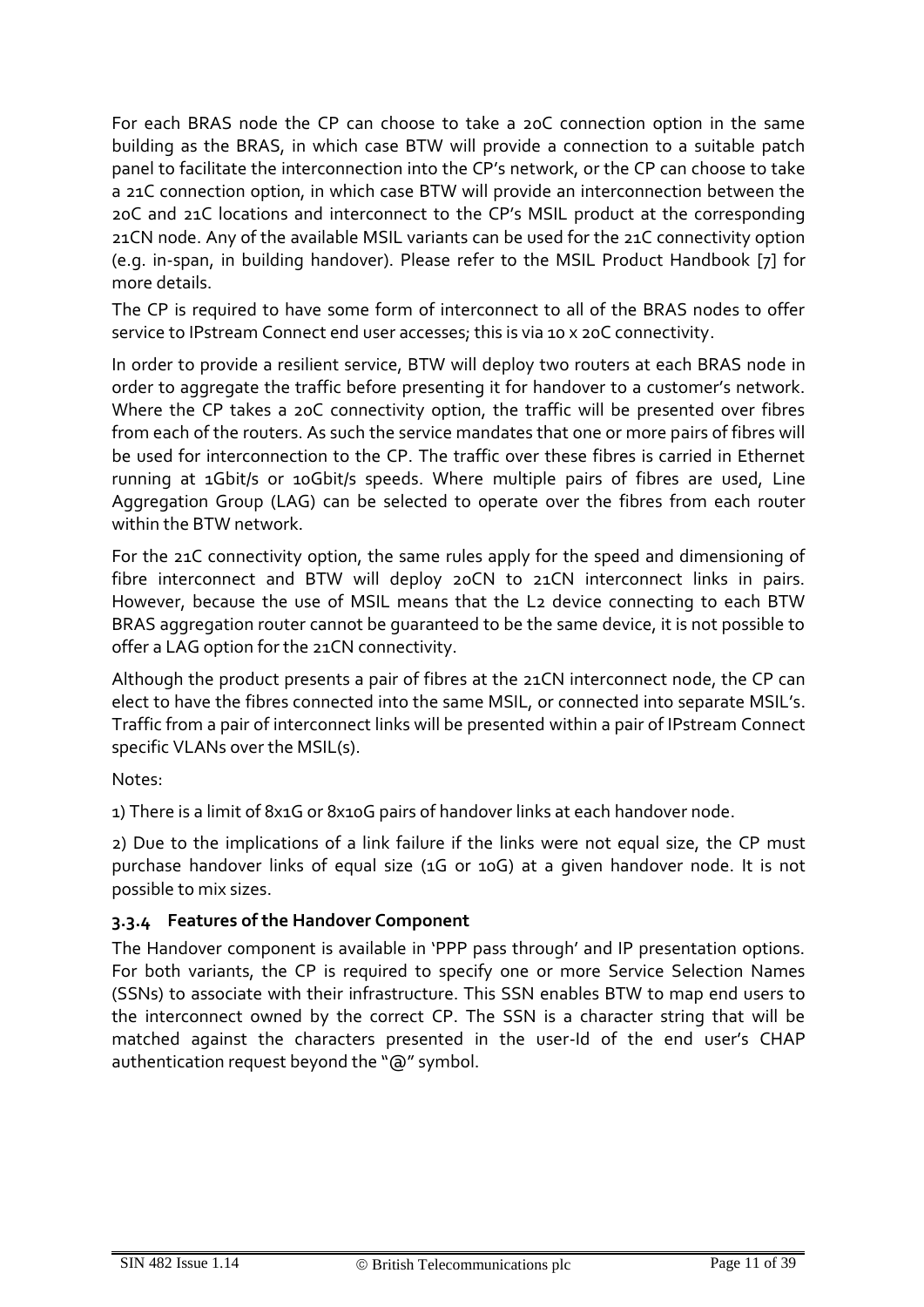For each BRAS node the CP can choose to take a 20C connection option in the same building as the BRAS, in which case BTW will provide a connection to a suitable patch panel to facilitate the interconnection into the CP's network, or the CP can choose to take a 21C connection option, in which case BTW will provide an interconnection between the 20C and 21C locations and interconnect to the CP's MSIL product at the corresponding 21CN node. Any of the available MSIL variants can be used for the 21C connectivity option (e.g. in-span, in building handover). Please refer to the MSIL Product Handbook [7] for more details.

The CP is required to have some form of interconnect to all of the BRAS nodes to offer service to IPstream Connect end user accesses; this is via 10 x 20C connectivity.

In order to provide a resilient service, BTW will deploy two routers at each BRAS node in order to aggregate the traffic before presenting it for handover to a customer's network. Where the CP takes a 20C connectivity option, the traffic will be presented over fibres from each of the routers. As such the service mandates that one or more pairs of fibres will be used for interconnection to the CP. The traffic over these fibres is carried in Ethernet running at 1Gbit/s or 10Gbit/s speeds. Where multiple pairs of fibres are used, Line Aggregation Group (LAG) can be selected to operate over the fibres from each router within the BTW network.

For the 21C connectivity option, the same rules apply for the speed and dimensioning of fibre interconnect and BTW will deploy 20CN to 21CN interconnect links in pairs. However, because the use of MSIL means that the L2 device connecting to each BTW BRAS aggregation router cannot be guaranteed to be the same device, it is not possible to offer a LAG option for the 21CN connectivity.

Although the product presents a pair of fibres at the 21CN interconnect node, the CP can elect to have the fibres connected into the same MSIL, or connected into separate MSIL's. Traffic from a pair of interconnect links will be presented within a pair of IPstream Connect specific VLANs over the MSIL(s).

Notes:

1) There is a limit of 8x1G or 8x10G pairs of handover links at each handover node.

2) Due to the implications of a link failure if the links were not equal size, the CP must purchase handover links of equal size (1G or 10G) at a given handover node. It is not possible to mix sizes.

### 3.3.4 Features of the Handover Component

The Handover component is available in 'PPP pass through' and IP presentation options. For both variants, the CP is required to specify one or more Service Selection Names (SSNs) to associate with their infrastructure. This SSN enables BTW to map end users to the interconnect owned by the correct CP. The SSN is a character string that will be matched against the characters presented in the user-Id of the end user's CHAP authentication request beyond the "@" symbol.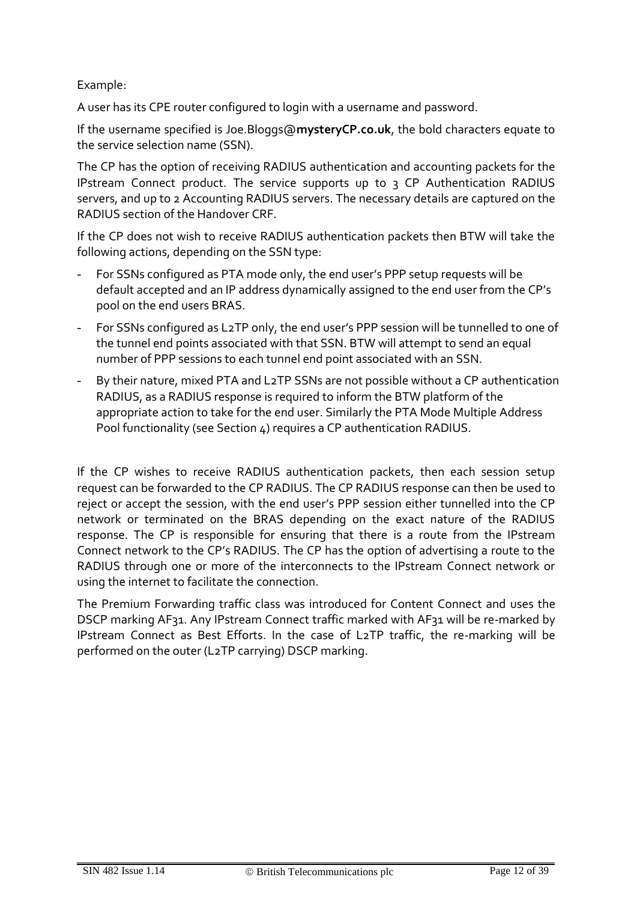Example:

A user has its CPE router configured to login with a username and password.

If the username specified is Joe.Bloggs@**mysteryCP.co.uk**, the bold characters equate to the service selection name (SSN).

The CP has the option of receiving RADIUS authentication and accounting packets for the IPstream Connect product. The service supports up to 3 CP Authentication RADIUS servers, and up to 2 Accounting RADIUS servers. The necessary details are captured on the RADIUS section of the Handover CRF.

If the CP does not wish to receive RADIUS authentication packets then BTW will take the following actions, depending on the SSN type:

- For SSNs configured as PTA mode only, the end user's PPP setup requests will be default accepted and an IP address dynamically assigned to the end user from the CP's pool on the end users BRAS.
- For SSNs configured as L2TP only, the end user's PPP session will be tunnelled to one of the tunnel end points associated with that SSN. BTW will attempt to send an equal number of PPP sessions to each tunnel end point associated with an SSN.
- By their nature, mixed PTA and L2TP SSNs are not possible without a CP authentication RADIUS, as a RADIUS response is required to inform the BTW platform of the appropriate action to take for the end user. Similarly the PTA Mode Multiple Address Pool functionality (see Section 4) requires a CP authentication RADIUS.

If the CP wishes to receive RADIUS authentication packets, then each session setup request can be forwarded to the CP RADIUS. The CP RADIUS response can then be used to reject or accept the session, with the end user's PPP session either tunnelled into the CP network or terminated on the BRAS depending on the exact nature of the RADIUS response. The CP is responsible for ensuring that there is a route from the IPstream Connect network to the CP's RADIUS. The CP has the option of advertising a route to the RADIUS through one or more of the interconnects to the IPstream Connect network or using the internet to facilitate the connection.

The Premium Forwarding traffic class was introduced for Content Connect and uses the DSCP marking AF31. Any IPstream Connect traffic marked with AF31 will be re-marked by IPstream Connect as Best Efforts. In the case of L2TP traffic, the re-marking will be performed on the outer (L2TP carrying) DSCP marking.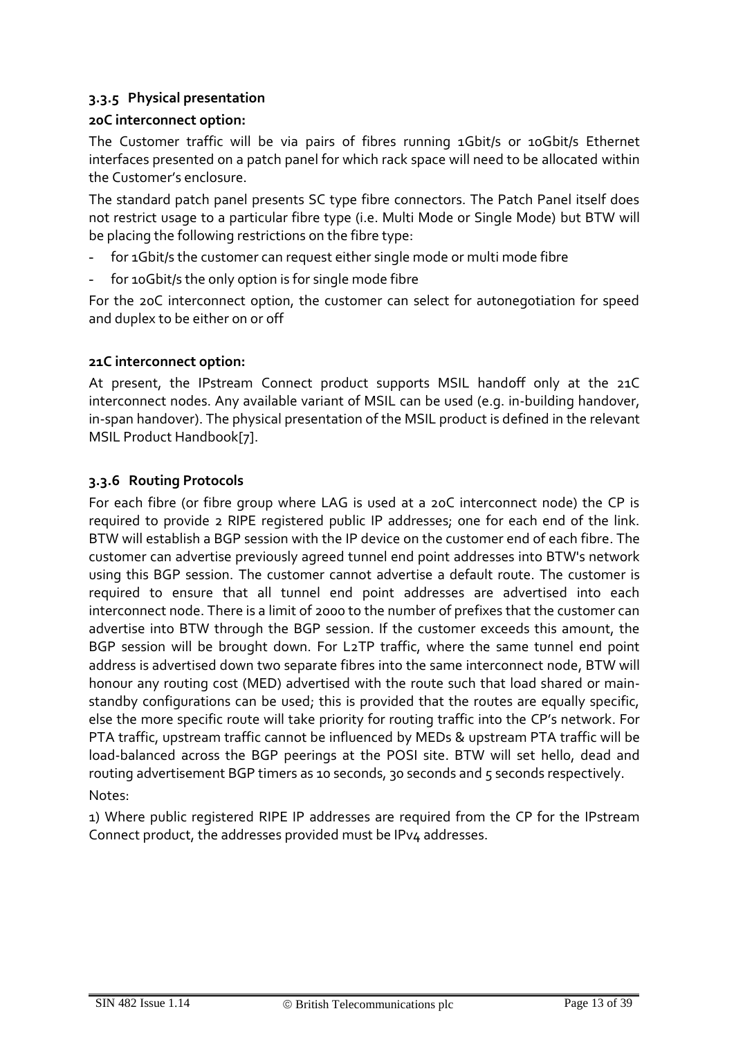### 3.3.5 Physical presentation

**20C interconnect option:**

The Customer traffic will be via pairs of fibres running 1Gbit/s or 10Gbit/s Ethernet interfaces presented on a patch panel for which rack space will need to be allocated within the Customer's enclosure.

The standard patch panel presents SC type fibre connectors. The Patch Panel itself does not restrict usage to a particular fibre type (i.e. Multi Mode or Single Mode) but BTW will be placing the following restrictions on the fibre type:

- for 1Gbit/s the customer can request either single mode or multi mode fibre
- for 10Gbit/s the only option is for single mode fibre

For the 20C interconnect option, the customer can select for autonegotiation for speed and duplex to be either on or off

**21C interconnect option:**

At present, the IPstream Connect product supports MSIL handoff only at the 21C interconnect nodes. Any available variant of MSIL can be used (e.g. in-building handover, in-span handover). The physical presentation of the MSIL product is defined in the relevant MSIL Product Handbook[7].

### 3.3.6 Routing Protocols

For each fibre (or fibre group where LAG is used at a 20C interconnect node) the CP is required to provide 2 RIPE registered public IP addresses; one for each end of the link. BTW will establish a BGP session with the IP device on the customer end of each fibre. The customer can advertise previously agreed tunnel end point addresses into BTW's network using this BGP session. The customer cannot advertise a default route. The customer is required to ensure that all tunnel end point addresses are advertised into each interconnect node. There is a limit of 2000 to the number of prefixes that the customer can advertise into BTW through the BGP session. If the customer exceeds this amount, the BGP session will be brought down. For L2TP traffic, where the same tunnel end point address is advertised down two separate fibres into the same interconnect node, BTW will honour any routing cost (MED) advertised with the route such that load shared or main-standby configurations can be used; this is provided that the routes are equally specific, else the more specific route will take priority for routing traffic into the CP's network. For PTA traffic, upstream traffic cannot be influenced by MEDs & upstream PTA traffic will be load-balanced across the BGP peerings at the POSI site. BTW will set hello, dead and routing advertisement BGP timers as 10 seconds, 30 seconds and 5 seconds respectively.

Notes:

1) Where public registered RIPE IP addresses are required from the CP for the IPstream Connect product, the addresses provided must be IPv4 addresses.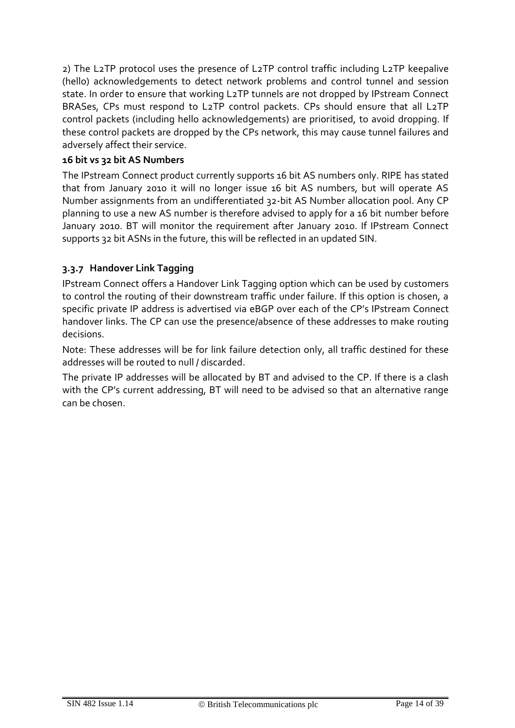2) The L2TP protocol uses the presence of L2TP control traffic including L2TP keepalive (hello) acknowledgements to detect network problems and control tunnel and session state. In order to ensure that working L2TP tunnels are not dropped by IPstream Connect BRASes, CPs must respond to L2TP control packets. CPs should ensure that all L2TP control packets (including hello acknowledgements) are prioritised, to avoid dropping. If these control packets are dropped by the CPs network, this may cause tunnel failures and adversely affect their service.

**16 bit vs 32 bit AS Numbers**

The IPstream Connect product currently supports 16 bit AS numbers only. RIPE has stated that from January 2010 it will no longer issue 16 bit AS numbers, but will operate AS Number assignments from an undifferentiated 32-bit AS Number allocation pool. Any CP planning to use a new AS number is therefore advised to apply for a 16 bit number before January 2010. BT will monitor the requirement after January 2010. If IPstream Connect supports 32 bit ASNs in the future, this will be reflected in an updated SIN.

### 3.3.7 Handover Link Tagging

IPstream Connect offers a Handover Link Tagging option which can be used by customers to control the routing of their downstream traffic under failure. If this option is chosen, a specific private IP address is advertised via eBGP over each of the CP's IPstream Connect handover links. The CP can use the presence/absence of these addresses to make routing decisions.

Note: These addresses will be for link failure detection only, all traffic destined for these addresses will be routed to null / discarded.

The private IP addresses will be allocated by BT and advised to the CP. If there is a clash with the CP's current addressing, BT will need to be advised so that an alternative range can be chosen.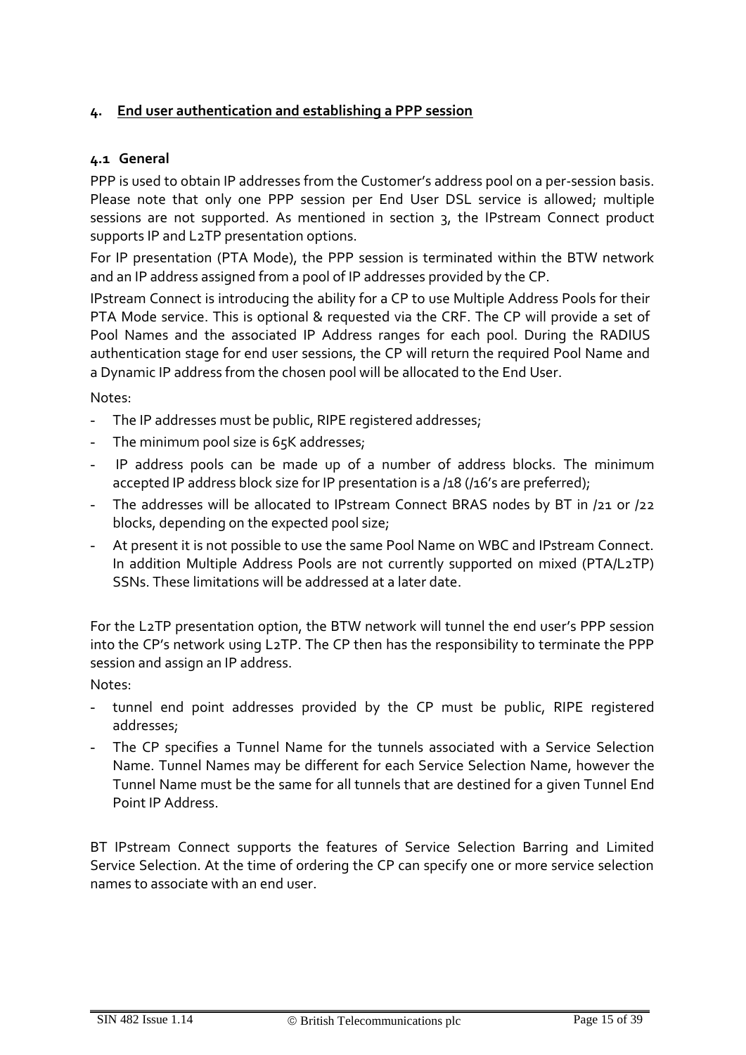# 4. End user authentication and establishing a PPP session

## 4.1 General

PPP is used to obtain IP addresses from the Customer's address pool on a per-session basis. Please note that only one PPP session per End User DSL service is allowed; multiple sessions are not supported. As mentioned in section 3, the IPstream Connect product supports IP and L2TP presentation options.

For IP presentation (PTA Mode), the PPP session is terminated within the BTW network and an IP address assigned from a pool of IP addresses provided by the CP.

IPstream Connect is introducing the ability for a CP to use Multiple Address Pools for their PTA Mode service. This is optional & requested via the CRF. The CP will provide a set of Pool Names and the associated IP Address ranges for each pool. During the RADIUS authentication stage for end user sessions, the CP will return the required Pool Name and a Dynamic IP address from the chosen pool will be allocated to the End User.

Notes:

- The IP addresses must be public, RIPE registered addresses;
- The minimum pool size is 65K addresses;
- IP address pools can be made up of a number of address blocks. The minimum accepted IP address block size for IP presentation is a /18 (/16's are preferred);
- The addresses will be allocated to IPstream Connect BRAS nodes by BT in /21 or /22 blocks, depending on the expected pool size;
- At present it is not possible to use the same Pool Name on WBC and IPstream Connect. In addition Multiple Address Pools are not currently supported on mixed (PTA/L2TP) SSNs. These limitations will be addressed at a later date.

For the L2TP presentation option, the BTW network will tunnel the end user's PPP session into the CP's network using L2TP. The CP then has the responsibility to terminate the PPP session and assign an IP address.

Notes:

- tunnel end point addresses provided by the CP must be public, RIPE registered addresses;
- The CP specifies a Tunnel Name for the tunnels associated with a Service Selection Name. Tunnel Names may be different for each Service Selection Name, however the Tunnel Name must be the same for all tunnels that are destined for a given Tunnel End Point IP Address.

BT IPstream Connect supports the features of Service Selection Barring and Limited Service Selection. At the time of ordering the CP can specify one or more service selection names to associate with an end user.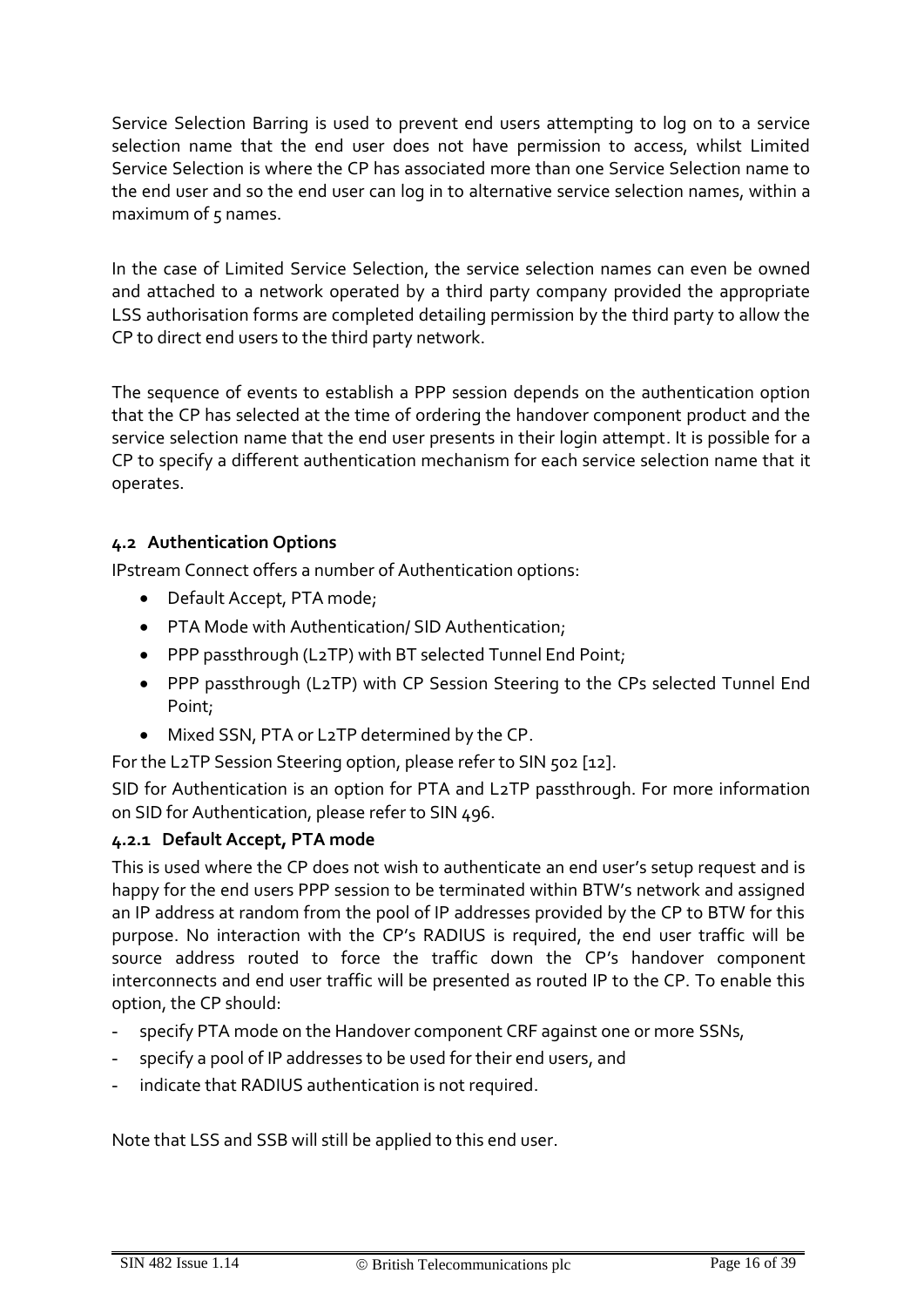Service Selection Barring is used to prevent end users attempting to log on to a service selection name that the end user does not have permission to access, whilst Limited Service Selection is where the CP has associated more than one Service Selection name to the end user and so the end user can log in to alternative service selection names, within a maximum of 5 names.

In the case of Limited Service Selection, the service selection names can even be owned and attached to a network operated by a third party company provided the appropriate LSS authorisation forms are completed detailing permission by the third party to allow the CP to direct end users to the third party network.

The sequence of events to establish a PPP session depends on the authentication option that the CP has selected at the time of ordering the handover component product and the service selection name that the end user presents in their login attempt. It is possible for a CP to specify a different authentication mechanism for each service selection name that it operates.

### 4.2 Authentication Options

IPstream Connect offers a number of Authentication options:

- Default Accept, PTA mode;
- PTA Mode with Authentication/ SID Authentication;
- PPP passthrough (L2TP) with BT selected Tunnel End Point;
- PPP passthrough (L2TP) with CP Session Steering to the CPs selected Tunnel End Point;
- Mixed SSN, PTA or L2TP determined by the CP.

For the L2TP Session Steering option, please refer to SIN 502 [12].

SID for Authentication is an option for PTA and L2TP passthrough. For more information on SID for Authentication, please refer to SIN 496.

#### 4.2.1 Default Accept, PTA mode

This is used where the CP does not wish to authenticate an end user's setup request and is happy for the end users PPP session to be terminated within BTW's network and assigned an IP address at random from the pool of IP addresses provided by the CP to BTW for this purpose. No interaction with the CP's RADIUS is required, the end user traffic will be source address routed to force the traffic down the CP's handover component interconnects and end user traffic will be presented as routed IP to the CP. To enable this option, the CP should:

- specify PTA mode on the Handover component CRF against one or more SSNs,
- specify a pool of IP addresses to be used for their end users, and
- indicate that RADIUS authentication is not required.

Note that LSS and SSB will still be applied to this end user.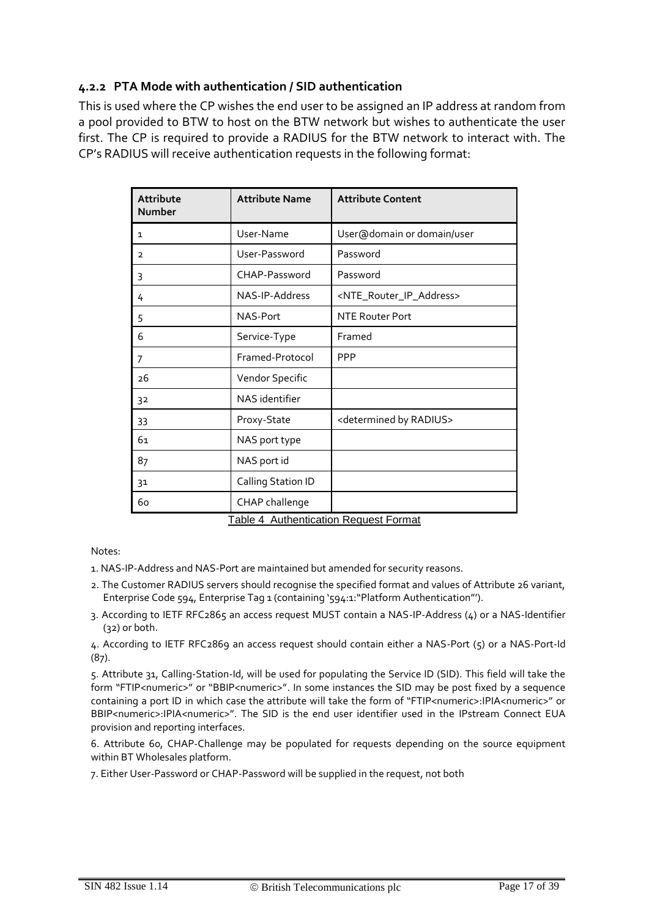#### 4.2.2 PTA Mode with authentication / SID authentication

This is used where the CP wishes the end user to be assigned an IP address at random from a pool provided to BTW to host on the BTW network but wishes to authenticate the user first. The CP is required to provide a RADIUS for the BTW network to interact with. The CP's RADIUS will receive authentication requests in the following format:

| Attribute Number | Attribute Name | Attribute Content |
|---|---|---|
| 1 | User-Name | User@domain or domain/user |
| 2 | User-Password | Password |
| 3 | CHAP-Password | Password |
| 4 | NAS-IP-Address | <NTE_Router_IP_Address> |
| 5 | NAS-Port | NTE Router Port |
| 6 | Service-Type | Framed |
| 7 | Framed-Protocol | PPP |
| 26 | Vendor Specific | |
| 32 | NAS identifier | |
| 33 | Proxy-State | <determined by RADIUS> |
| 61 | NAS port type | |
| 87 | NAS port id | |
| 31 | Calling Station ID | |
| 60 | CHAP challenge | |

Table 4 Authentication Request Format

Notes:

1. NAS-IP-Address and NAS-Port are maintained but amended for security reasons.
2. The Customer RADIUS servers should recognise the specified format and values of Attribute 26 variant, Enterprise Code 594, Enterprise Tag 1 (containing '594:1:"Platform Authentication"').
3. According to IETF RFC2865 an access request MUST contain a NAS-IP-Address (4) or a NAS-Identifier (32) or both.
4. According to IETF RFC2869 an access request should contain either a NAS-Port (5) or a NAS-Port-Id (87).
5. Attribute 31, Calling-Station-Id, will be used for populating the Service ID (SID). This field will take the form "FTIP<numeric>" or "BBIP<numeric>". In some instances the SID may be post fixed by a sequence containing a port ID in which case the attribute will take the form of "FTIP<numeric>:IPIA<numeric>" or BBIP<numeric>:IPIA<numeric>". The SID is the end user identifier used in the IPstream Connect EUA provision and reporting interfaces.
6. Attribute 60, CHAP-Challenge may be populated for requests depending on the source equipment within BT Wholesales platform.
7. Either User-Password or CHAP-Password will be supplied in the request, not both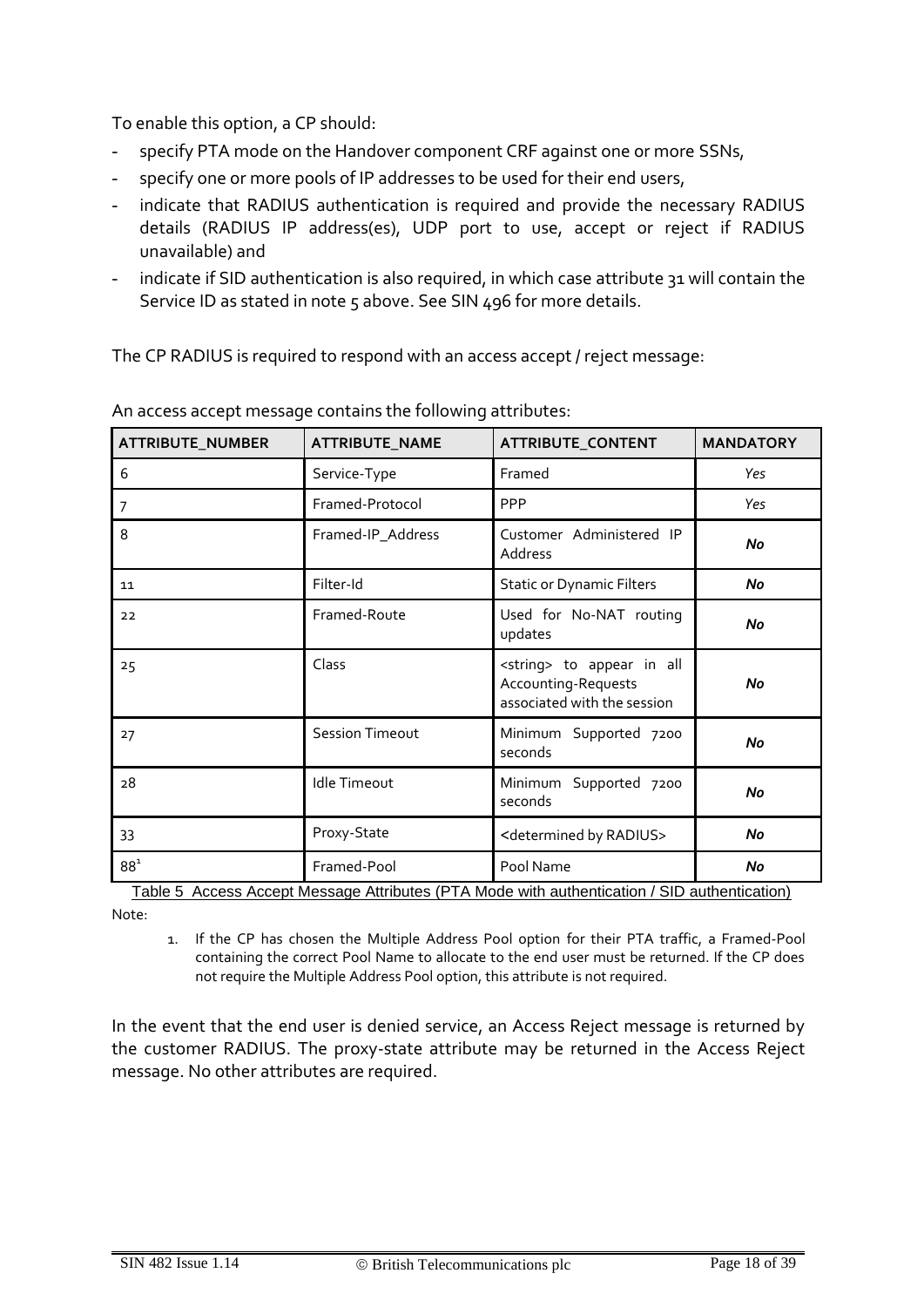To enable this option, a CP should:

- specify PTA mode on the Handover component CRF against one or more SSNs,
- specify one or more pools of IP addresses to be used for their end users,
- indicate that RADIUS authentication is required and provide the necessary RADIUS details (RADIUS IP address(es), UDP port to use, accept or reject if RADIUS unavailable) and
- indicate if SID authentication is also required, in which case attribute 31 will contain the Service ID as stated in note 5 above. See SIN 496 for more details.

The CP RADIUS is required to respond with an access accept / reject message:

An access accept message contains the following attributes:

| ATTRIBUTE_NUMBER | ATTRIBUTE_NAME | ATTRIBUTE_CONTENT | MANDATORY |
|---|---|---|---|
| 6 | Service-Type | Framed | *Yes* |
| 7 | Framed-Protocol | PPP | *Yes* |
| 8 | Framed-IP_Address | Customer Administered IP Address | ***No*** |
| 11 | Filter-Id | Static or Dynamic Filters | ***No*** |
| 22 | Framed-Route | Used for No-NAT routing updates | ***No*** |
| 25 | Class | <string> to appear in all Accounting-Requests associated with the session | ***No*** |
| 27 | Session Timeout | Minimum Supported 7200 seconds | ***No*** |
| 28 | Idle Timeout | Minimum Supported 7200 seconds | ***No*** |
| 33 | Proxy-State | <determined by RADIUS> | ***No*** |
| 88[1] | Framed-Pool | Pool Name | ***No*** |

Table 5 Access Accept Message Attributes (PTA Mode with authentication / SID authentication)

Note:

1. If the CP has chosen the Multiple Address Pool option for their PTA traffic, a Framed-Pool containing the correct Pool Name to allocate to the end user must be returned. If the CP does not require the Multiple Address Pool option, this attribute is not required.

In the event that the end user is denied service, an Access Reject message is returned by the customer RADIUS. The proxy-state attribute may be returned in the Access Reject message. No other attributes are required.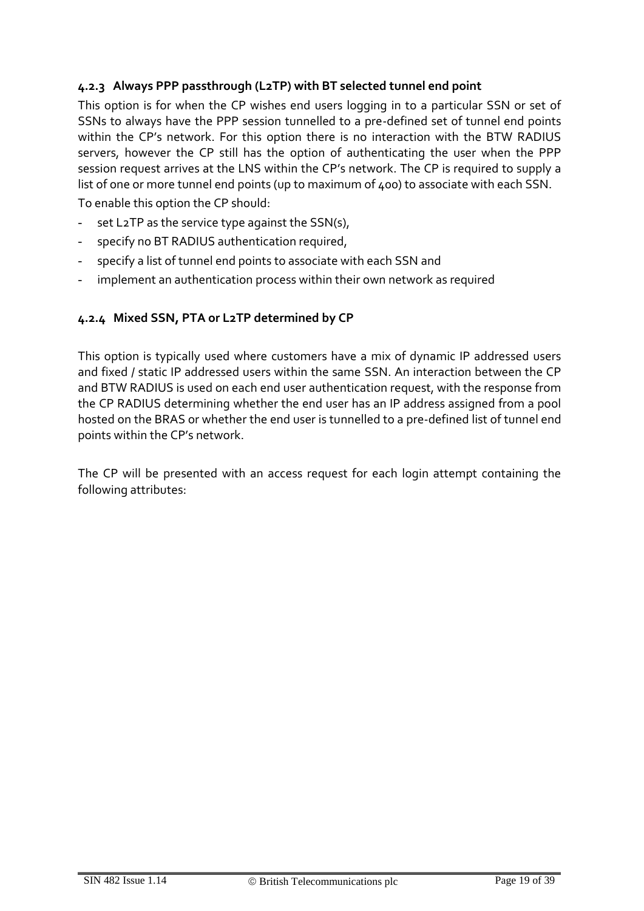#### 4.2.3 Always PPP passthrough (L2TP) with BT selected tunnel end point

This option is for when the CP wishes end users logging in to a particular SSN or set of SSNs to always have the PPP session tunnelled to a pre-defined set of tunnel end points within the CP's network. For this option there is no interaction with the BTW RADIUS servers, however the CP still has the option of authenticating the user when the PPP session request arrives at the LNS within the CP's network. The CP is required to supply a list of one or more tunnel end points (up to maximum of 400) to associate with each SSN.

To enable this option the CP should:

- set L2TP as the service type against the SSN(s),
- specify no BT RADIUS authentication required,
- specify a list of tunnel end points to associate with each SSN and
- implement an authentication process within their own network as required

#### 4.2.4 Mixed SSN, PTA or L2TP determined by CP

This option is typically used where customers have a mix of dynamic IP addressed users and fixed / static IP addressed users within the same SSN. An interaction between the CP and BTW RADIUS is used on each end user authentication request, with the response from the CP RADIUS determining whether the end user has an IP address assigned from a pool hosted on the BRAS or whether the end user is tunnelled to a pre-defined list of tunnel end points within the CP's network.

The CP will be presented with an access request for each login attempt containing the following attributes: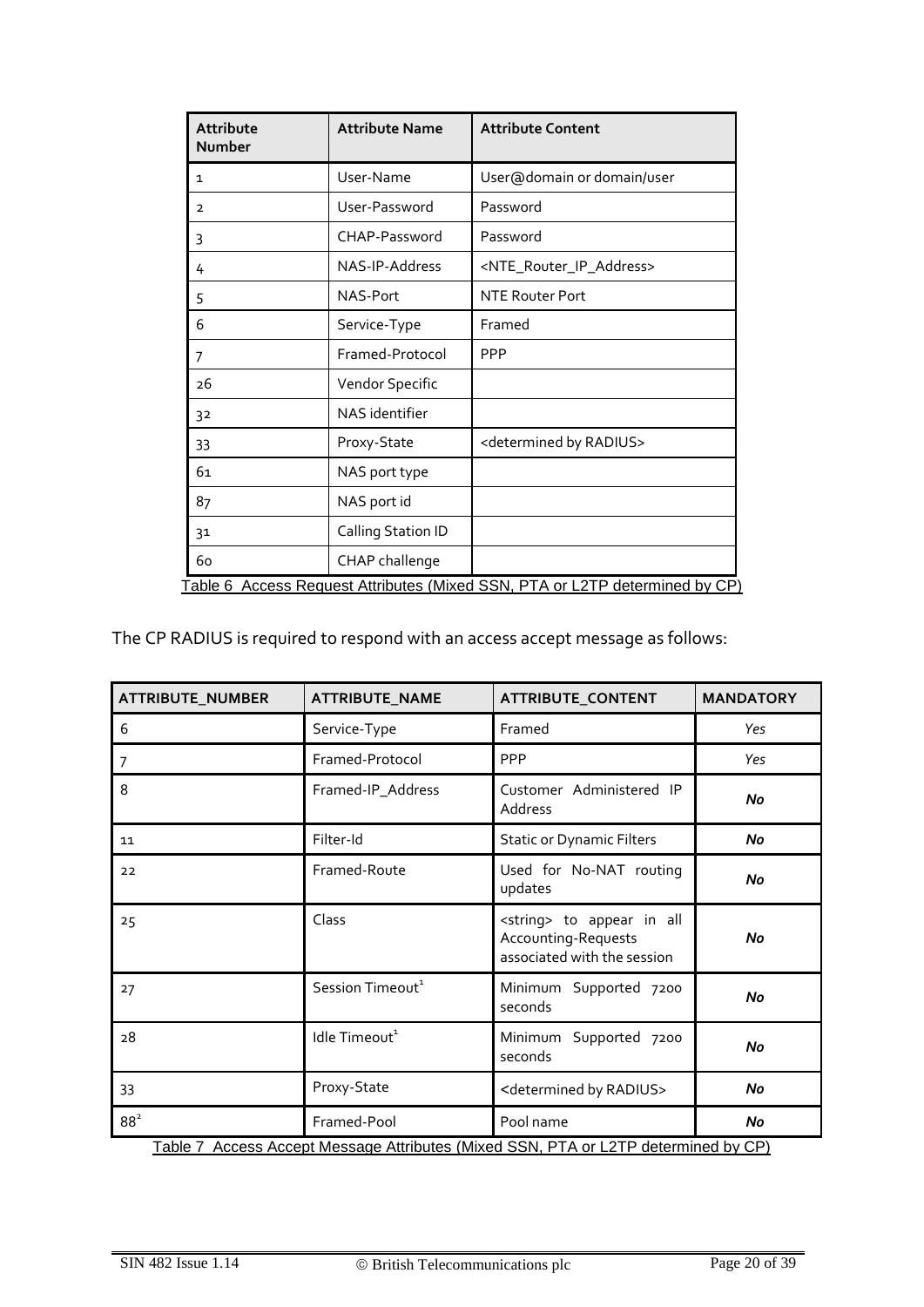| Attribute Number | Attribute Name | Attribute Content |
|---|---|---|
| 1 | User-Name | User@domain or domain/user |
| 2 | User-Password | Password |
| 3 | CHAP-Password | Password |
| 4 | NAS-IP-Address | <NTE_Router_IP_Address> |
| 5 | NAS-Port | NTE Router Port |
| 6 | Service-Type | Framed |
| 7 | Framed-Protocol | PPP |
| 26 | Vendor Specific | |
| 32 | NAS identifier | |
| 33 | Proxy-State | <determined by RADIUS> |
| 61 | NAS port type | |
| 87 | NAS port id | |
| 31 | Calling Station ID | |
| 60 | CHAP challenge | |

Table 6 Access Request Attributes (Mixed SSN, PTA or L2TP determined by CP)

The CP RADIUS is required to respond with an access accept message as follows:

| ATTRIBUTE_NUMBER | ATTRIBUTE_NAME | ATTRIBUTE_CONTENT | MANDATORY |
|---|---|---|---|
| 6 | Service-Type | Framed | *Yes* |
| 7 | Framed-Protocol | PPP | *Yes* |
| 8 | Framed-IP_Address | Customer Administered IP Address | ***No*** |
| 11 | Filter-Id | Static or Dynamic Filters | ***No*** |
| 22 | Framed-Route | Used for No-NAT routing updates | ***No*** |
| 25 | Class | <string> to appear in all Accounting-Requests associated with the session | ***No*** |
| 27 | Session Timeout[1] | Minimum Supported 7200 seconds | ***No*** |
| 28 | Idle Timeout[1] | Minimum Supported 7200 seconds | ***No*** |
| 33 | Proxy-State | <determined by RADIUS> | ***No*** |
| 88[2] | Framed-Pool | Pool name | ***No*** |

Table 7 Access Accept Message Attributes (Mixed SSN, PTA or L2TP determined by CP)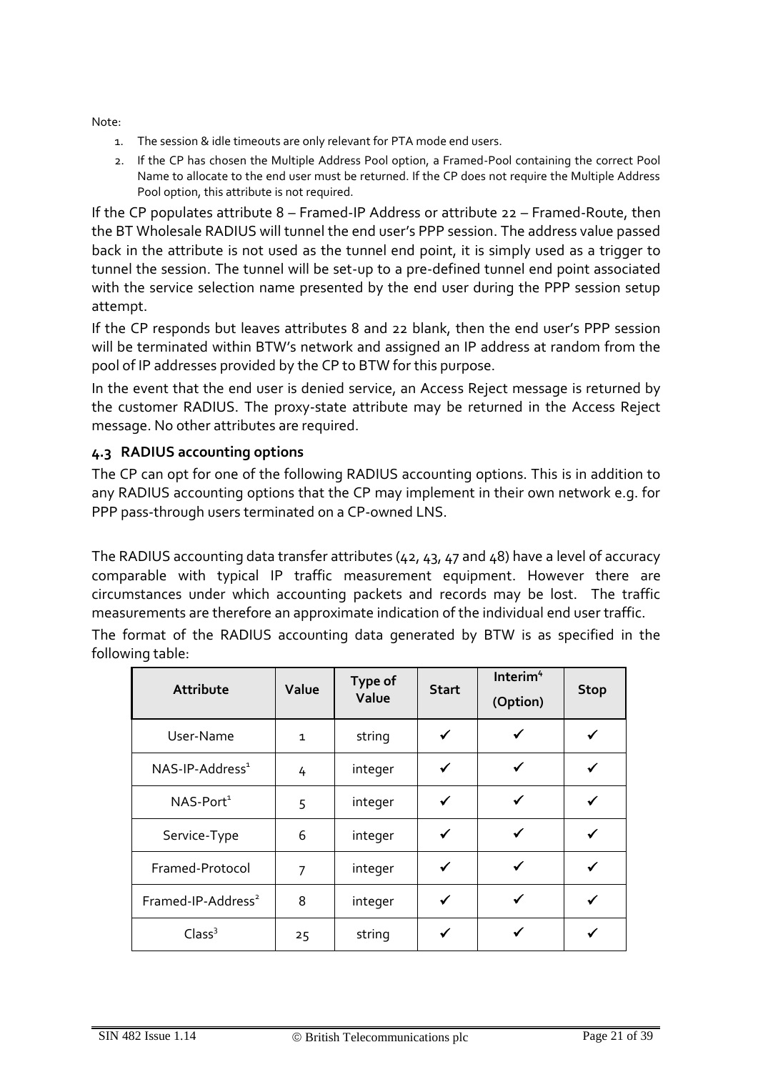Note:

1. The session & idle timeouts are only relevant for PTA mode end users.
2. If the CP has chosen the Multiple Address Pool option, a Framed-Pool containing the correct Pool Name to allocate to the end user must be returned. If the CP does not require the Multiple Address Pool option, this attribute is not required.

If the CP populates attribute 8 – Framed-IP Address or attribute 22 – Framed-Route, then the BT Wholesale RADIUS will tunnel the end user's PPP session. The address value passed back in the attribute is not used as the tunnel end point, it is simply used as a trigger to tunnel the session. The tunnel will be set-up to a pre-defined tunnel end point associated with the service selection name presented by the end user during the PPP session setup attempt.

If the CP responds but leaves attributes 8 and 22 blank, then the end user's PPP session will be terminated within BTW's network and assigned an IP address at random from the pool of IP addresses provided by the CP to BTW for this purpose.

In the event that the end user is denied service, an Access Reject message is returned by the customer RADIUS. The proxy-state attribute may be returned in the Access Reject message. No other attributes are required.

### 4.3 RADIUS accounting options

The CP can opt for one of the following RADIUS accounting options. This is in addition to any RADIUS accounting options that the CP may implement in their own network e.g. for PPP pass-through users terminated on a CP-owned LNS.

The RADIUS accounting data transfer attributes (42, 43, 47 and 48) have a level of accuracy comparable with typical IP traffic measurement equipment. However there are circumstances under which accounting packets and records may be lost. The traffic measurements are therefore an approximate indication of the individual end user traffic.

The format of the RADIUS accounting data generated by BTW is as specified in the following table:

| Attribute | Value | Type of Value | Start | Interim[4] (Option) | Stop |
|---|---|---|---|---|---|
| User-Name | 1 | string | ✓ | ✓ | ✓ |
| NAS-IP-Address[1] | 4 | integer | ✓ | ✓ | ✓ |
| NAS-Port[1] | 5 | integer | ✓ | ✓ | ✓ |
| Service-Type | 6 | integer | ✓ | ✓ | ✓ |
| Framed-Protocol | 7 | integer | ✓ | ✓ | ✓ |
| Framed-IP-Address[2] | 8 | integer | ✓ | ✓ | ✓ |
| Class[3] | 25 | string | ✓ | ✓ | ✓ |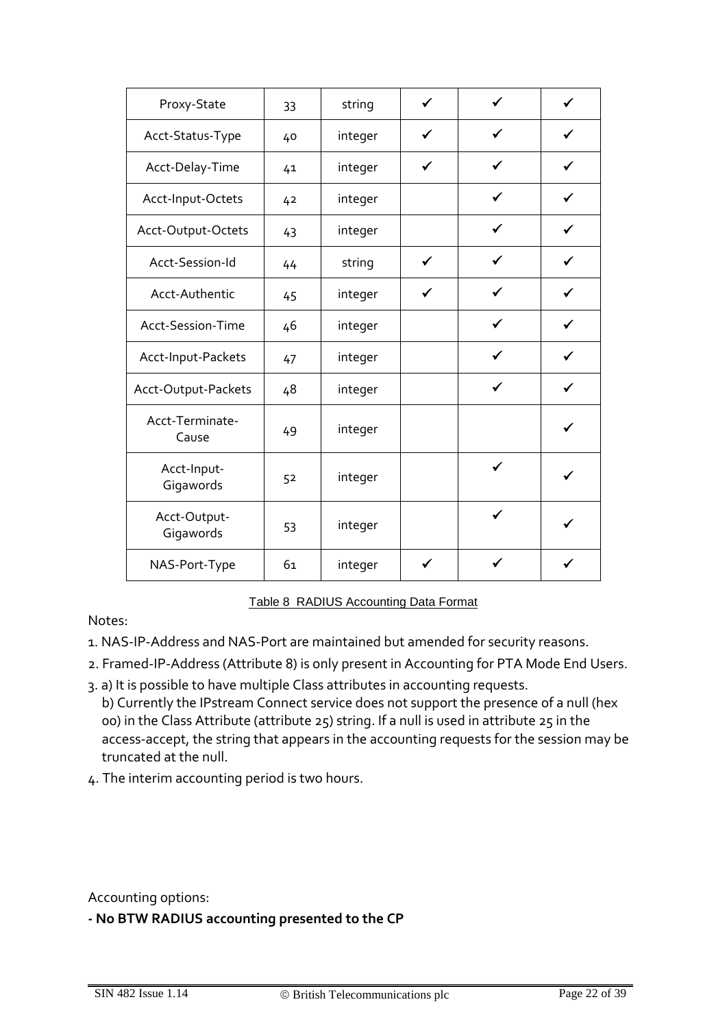| Proxy-State | 33 | string | ✓ | ✓ | ✓ |
|---|---|---|---|---|---|
| Acct-Status-Type | 40 | integer | ✓ | ✓ | ✓ |
| Acct-Delay-Time | 41 | integer | ✓ | ✓ | ✓ |
| Acct-Input-Octets | 42 | integer | | ✓ | ✓ |
| Acct-Output-Octets | 43 | integer | | ✓ | ✓ |
| Acct-Session-Id | 44 | string | ✓ | ✓ | ✓ |
| Acct-Authentic | 45 | integer | ✓ | ✓ | ✓ |
| Acct-Session-Time | 46 | integer | | ✓ | ✓ |
| Acct-Input-Packets | 47 | integer | | ✓ | ✓ |
| Acct-Output-Packets | 48 | integer | | ✓ | ✓ |
| Acct-Terminate-Cause | 49 | integer | | | ✓ |
| Acct-Input-Gigawords | 52 | integer | | ✓ | ✓ |
| Acct-Output-Gigawords | 53 | integer | | ✓ | ✓ |
| NAS-Port-Type | 61 | integer | ✓ | ✓ | ✓ |

Table 8 RADIUS Accounting Data Format

Notes:

1. NAS-IP-Address and NAS-Port are maintained but amended for security reasons.
2. Framed-IP-Address (Attribute 8) is only present in Accounting for PTA Mode End Users.
3. a) It is possible to have multiple Class attributes in accounting requests.
   b) Currently the IPstream Connect service does not support the presence of a null (hex 00) in the Class Attribute (attribute 25) string. If a null is used in attribute 25 in the access-accept, the string that appears in the accounting requests for the session may be truncated at the null.
4. The interim accounting period is two hours.

Accounting options:

**- No BTW RADIUS accounting presented to the CP**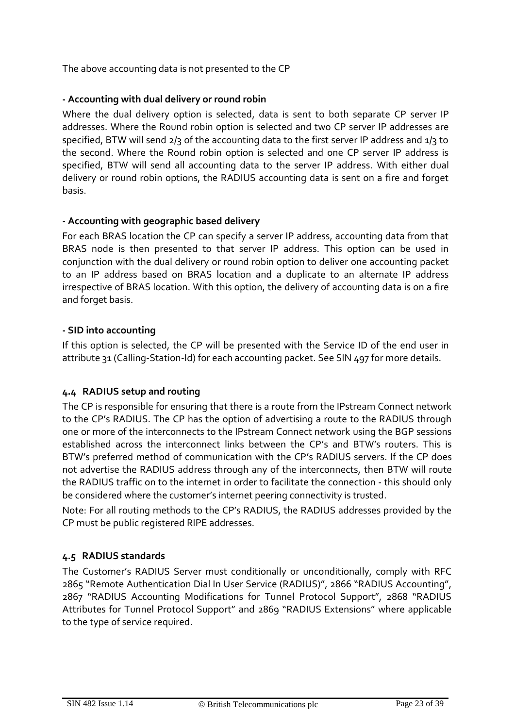The above accounting data is not presented to the CP

**- Accounting with dual delivery or round robin**

Where the dual delivery option is selected, data is sent to both separate CP server IP addresses. Where the Round robin option is selected and two CP server IP addresses are specified, BTW will send 2/3 of the accounting data to the first server IP address and 1/3 to the second. Where the Round robin option is selected and one CP server IP address is specified, BTW will send all accounting data to the server IP address. With either dual delivery or round robin options, the RADIUS accounting data is sent on a fire and forget basis.

**- Accounting with geographic based delivery**

For each BRAS location the CP can specify a server IP address, accounting data from that BRAS node is then presented to that server IP address. This option can be used in conjunction with the dual delivery or round robin option to deliver one accounting packet to an IP address based on BRAS location and a duplicate to an alternate IP address irrespective of BRAS location. With this option, the delivery of accounting data is on a fire and forget basis.

**- SID into accounting**

If this option is selected, the CP will be presented with the Service ID of the end user in attribute 31 (Calling-Station-Id) for each accounting packet. See SIN 497 for more details.

### 4.4 RADIUS setup and routing

The CP is responsible for ensuring that there is a route from the IPstream Connect network to the CP's RADIUS. The CP has the option of advertising a route to the RADIUS through one or more of the interconnects to the IPstream Connect network using the BGP sessions established across the interconnect links between the CP's and BTW's routers. This is BTW's preferred method of communication with the CP's RADIUS servers. If the CP does not advertise the RADIUS address through any of the interconnects, then BTW will route the RADIUS traffic on to the internet in order to facilitate the connection - this should only be considered where the customer's internet peering connectivity is trusted.

Note: For all routing methods to the CP's RADIUS, the RADIUS addresses provided by the CP must be public registered RIPE addresses.

### 4.5 RADIUS standards

The Customer's RADIUS Server must conditionally or unconditionally, comply with RFC 2865 "Remote Authentication Dial In User Service (RADIUS)", 2866 "RADIUS Accounting", 2867 "RADIUS Accounting Modifications for Tunnel Protocol Support", 2868 "RADIUS Attributes for Tunnel Protocol Support" and 2869 "RADIUS Extensions" where applicable to the type of service required.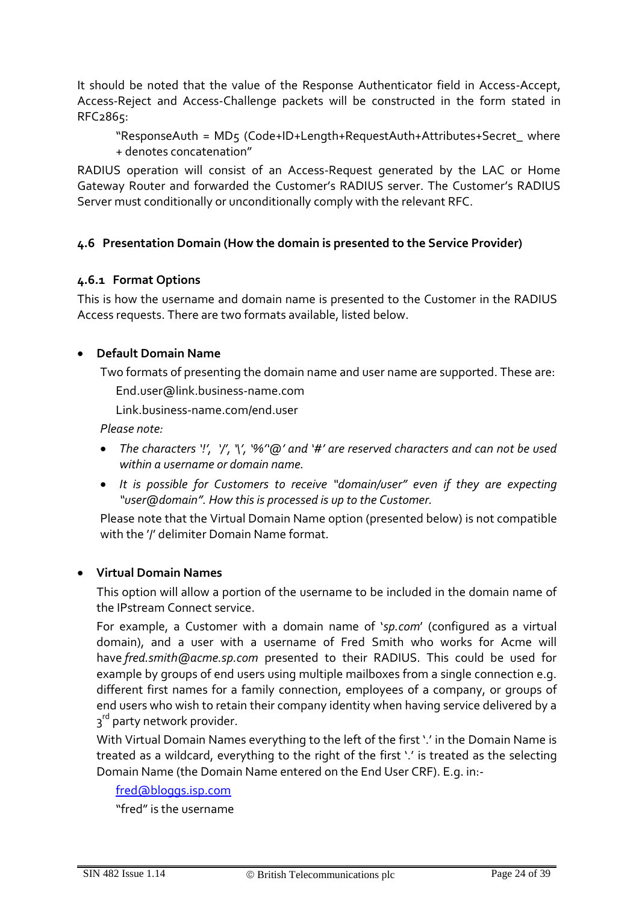It should be noted that the value of the Response Authenticator field in Access-Accept, Access-Reject and Access-Challenge packets will be constructed in the form stated in RFC2865:

> "ResponseAuth = MD5 (Code+ID+Length+RequestAuth+Attributes+Secret_ where + denotes concatenation"

RADIUS operation will consist of an Access-Request generated by the LAC or Home Gateway Router and forwarded the Customer's RADIUS server. The Customer's RADIUS Server must conditionally or unconditionally comply with the relevant RFC.

### 4.6 Presentation Domain (How the domain is presented to the Service Provider)

#### 4.6.1 Format Options

This is how the username and domain name is presented to the Customer in the RADIUS Access requests. There are two formats available, listed below.

- **Default Domain Name**

  Two formats of presenting the domain name and user name are supported. These are:

  End.user@link.business-name.com

  Link.business-name.com/end.user

  *Please note:*

  - *The characters '!', '/', '\', '%''@' and '#' are reserved characters and can not be used within a username or domain name.*
  - *It is possible for Customers to receive "domain/user" even if they are expecting "user@domain". How this is processed is up to the Customer.*

  Please note that the Virtual Domain Name option (presented below) is not compatible with the '/' delimiter Domain Name format.

- **Virtual Domain Names**

  This option will allow a portion of the username to be included in the domain name of the IPstream Connect service.

  For example, a Customer with a domain name of '*sp.com*' (configured as a virtual domain), and a user with a username of Fred Smith who works for Acme will have *fred.smith@acme.sp.com* presented to their RADIUS. This could be used for example by groups of end users using multiple mailboxes from a single connection e.g. different first names for a family connection, employees of a company, or groups of end users who wish to retain their company identity when having service delivered by a 3rd party network provider.

  With Virtual Domain Names everything to the left of the first '.' in the Domain Name is treated as a wildcard, everything to the right of the first '.' is treated as the selecting Domain Name (the Domain Name entered on the End User CRF). E.g. in:-

  fred@bloggs.isp.com

  "fred" is the username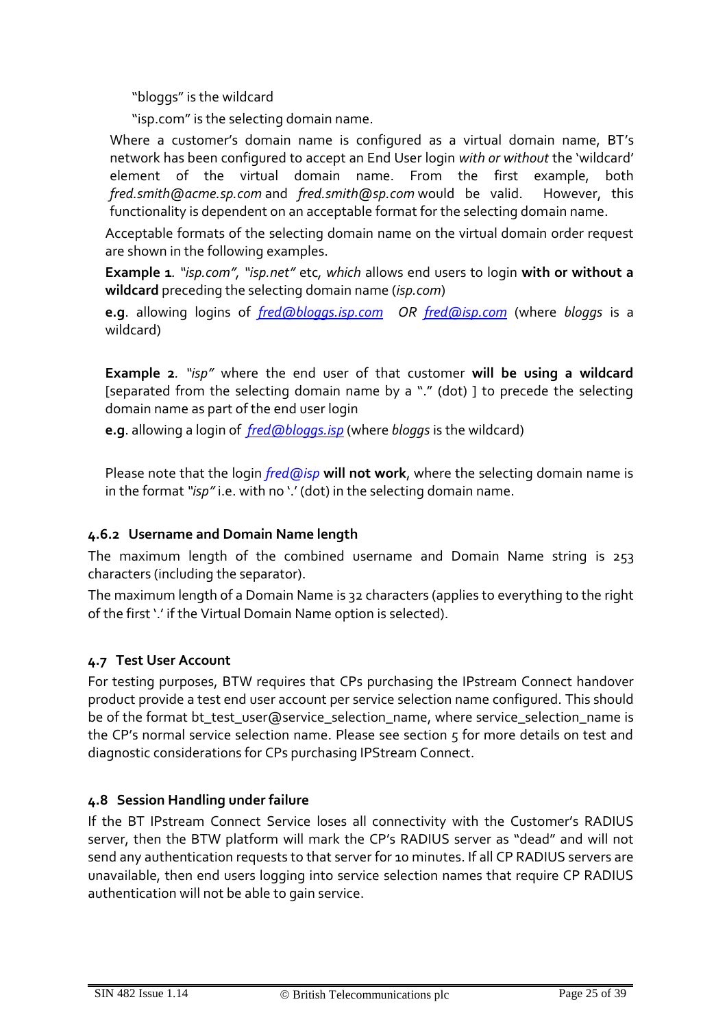"bloggs" is the wildcard

"isp.com" is the selecting domain name.

Where a customer's domain name is configured as a virtual domain name, BT's network has been configured to accept an End User login *with or without* the 'wildcard' element of the virtual domain name. From the first example, both *fred.smith@acme.sp.com* and *fred.smith@sp.com* would be valid. However, this functionality is dependent on an acceptable format for the selecting domain name.

Acceptable formats of the selecting domain name on the virtual domain order request are shown in the following examples.

**Example 1**. *"isp.com", "isp.net"* etc, *which* allows end users to login **with or without a wildcard** preceding the selecting domain name (*isp.com*)

**e.g**. allowing logins of *fred@bloggs.isp.com* *OR* *fred@isp.com* (where *bloggs* is a wildcard)

**Example 2**. *"isp"* where the end user of that customer **will be using a wildcard** [separated from the selecting domain name by a "." (dot) ] to precede the selecting domain name as part of the end user login

**e.g**. allowing a login of *fred@bloggs.isp* (where *bloggs* is the wildcard)

Please note that the login *fred@isp* **will not work**, where the selecting domain name is in the format *"isp"* i.e. with no '.' (dot) in the selecting domain name.

### 4.6.2 Username and Domain Name length

The maximum length of the combined username and Domain Name string is 253 characters (including the separator).

The maximum length of a Domain Name is 32 characters (applies to everything to the right of the first '.' if the Virtual Domain Name option is selected).

## 4.7 Test User Account

For testing purposes, BTW requires that CPs purchasing the IPstream Connect handover product provide a test end user account per service selection name configured. This should be of the format bt_test_user@service_selection_name, where service_selection_name is the CP's normal service selection name. Please see section 5 for more details on test and diagnostic considerations for CPs purchasing IPStream Connect.

## 4.8 Session Handling under failure

If the BT IPstream Connect Service loses all connectivity with the Customer's RADIUS server, then the BTW platform will mark the CP's RADIUS server as "dead" and will not send any authentication requests to that server for 10 minutes. If all CP RADIUS servers are unavailable, then end users logging into service selection names that require CP RADIUS authentication will not be able to gain service.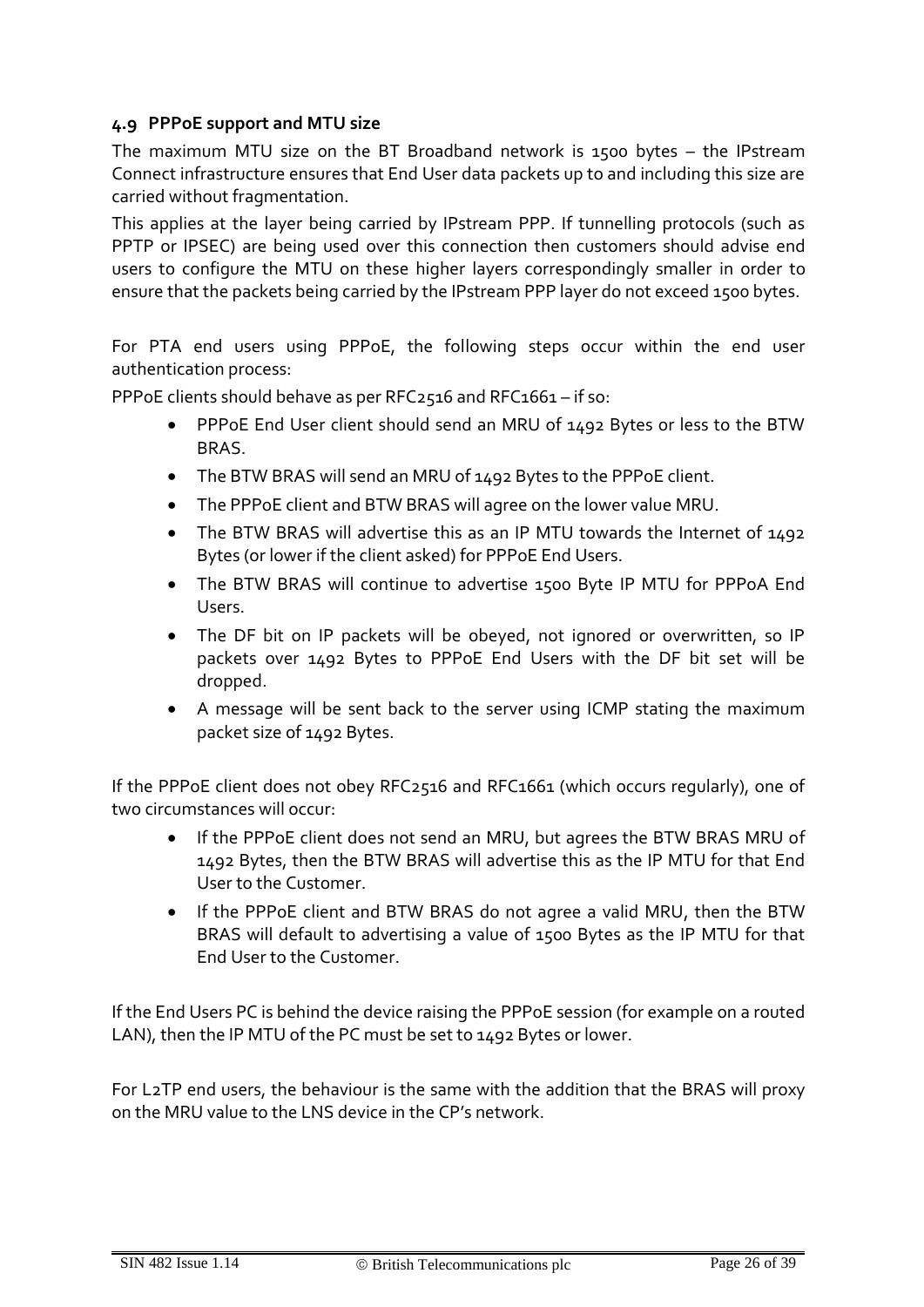### 4.9 PPPoE support and MTU size

The maximum MTU size on the BT Broadband network is 1500 bytes – the IPstream Connect infrastructure ensures that End User data packets up to and including this size are carried without fragmentation.

This applies at the layer being carried by IPstream PPP. If tunnelling protocols (such as PPTP or IPSEC) are being used over this connection then customers should advise end users to configure the MTU on these higher layers correspondingly smaller in order to ensure that the packets being carried by the IPstream PPP layer do not exceed 1500 bytes.

For PTA end users using PPPoE, the following steps occur within the end user authentication process:

PPPoE clients should behave as per RFC2516 and RFC1661 – if so:

- PPPoE End User client should send an MRU of 1492 Bytes or less to the BTW BRAS.
- The BTW BRAS will send an MRU of 1492 Bytes to the PPPoE client.
- The PPPoE client and BTW BRAS will agree on the lower value MRU.
- The BTW BRAS will advertise this as an IP MTU towards the Internet of 1492 Bytes (or lower if the client asked) for PPPoE End Users.
- The BTW BRAS will continue to advertise 1500 Byte IP MTU for PPPoA End Users.
- The DF bit on IP packets will be obeyed, not ignored or overwritten, so IP packets over 1492 Bytes to PPPoE End Users with the DF bit set will be dropped.
- A message will be sent back to the server using ICMP stating the maximum packet size of 1492 Bytes.

If the PPPoE client does not obey RFC2516 and RFC1661 (which occurs regularly), one of two circumstances will occur:

- If the PPPoE client does not send an MRU, but agrees the BTW BRAS MRU of 1492 Bytes, then the BTW BRAS will advertise this as the IP MTU for that End User to the Customer.
- If the PPPoE client and BTW BRAS do not agree a valid MRU, then the BTW BRAS will default to advertising a value of 1500 Bytes as the IP MTU for that End User to the Customer.

If the End Users PC is behind the device raising the PPPoE session (for example on a routed LAN), then the IP MTU of the PC must be set to 1492 Bytes or lower.

For L2TP end users, the behaviour is the same with the addition that the BRAS will proxy on the MRU value to the LNS device in the CP's network.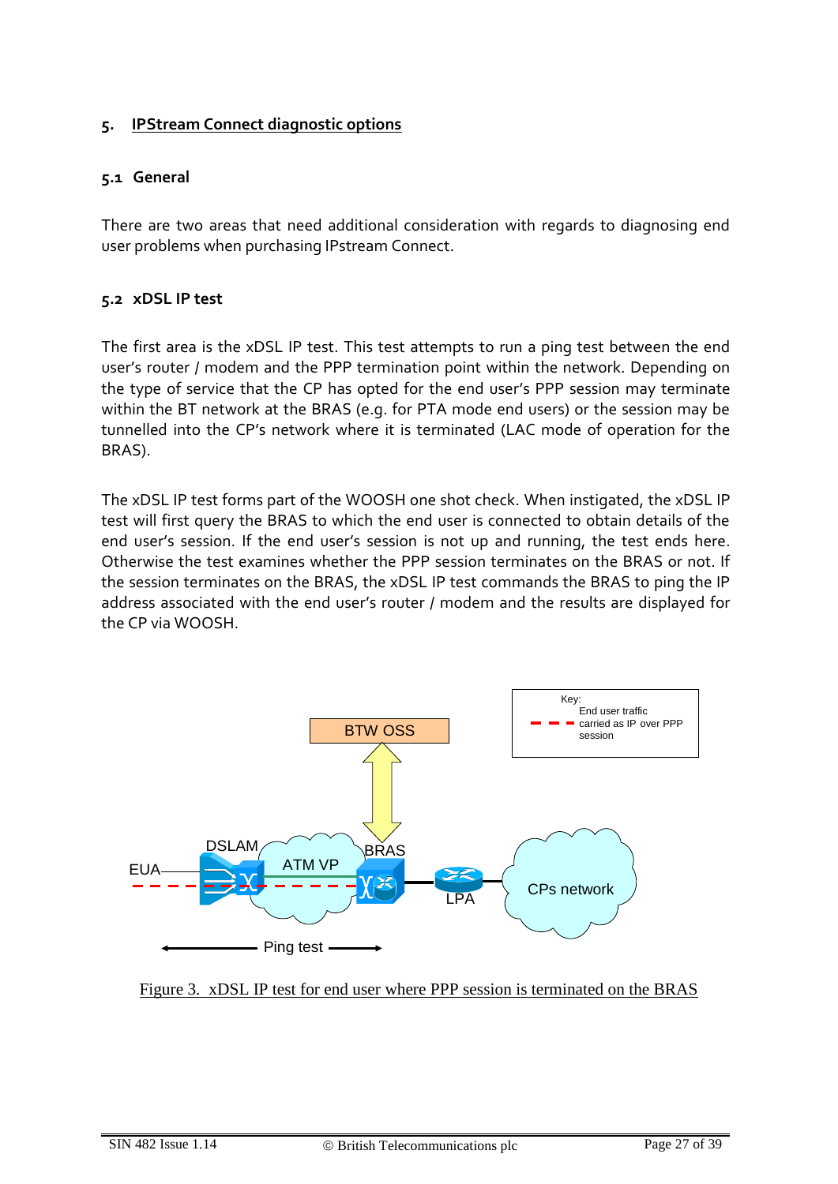## 5. IPStream Connect diagnostic options

### 5.1 General

There are two areas that need additional consideration with regards to diagnosing end user problems when purchasing IPstream Connect.

### 5.2 xDSL IP test

The first area is the xDSL IP test. This test attempts to run a ping test between the end user's router / modem and the PPP termination point within the network. Depending on the type of service that the CP has opted for the end user's PPP session may terminate within the BT network at the BRAS (e.g. for PTA mode end users) or the session may be tunnelled into the CP's network where it is terminated (LAC mode of operation for the BRAS).

The xDSL IP test forms part of the WOOSH one shot check. When instigated, the xDSL IP test will first query the BRAS to which the end user is connected to obtain details of the end user's session. If the end user's session is not up and running, the test ends here. Otherwise the test examines whether the PPP session terminates on the BRAS or not. If the session terminates on the BRAS, the xDSL IP test commands the BRAS to ping the IP address associated with the end user's router / modem and the results are displayed for the CP via WOOSH.

Key: End user traffic carried as IP over PPP session

BTW OSS

EUA DSLAM ATM VP BRAS LPA CPs network

Ping test

Figure 3. xDSL IP test for end user where PPP session is terminated on the BRAS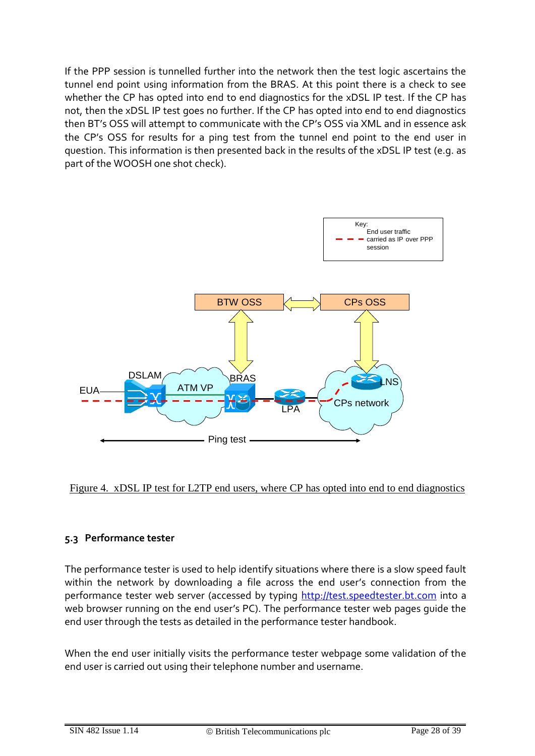If the PPP session is tunnelled further into the network then the test logic ascertains the tunnel end point using information from the BRAS. At this point there is a check to see whether the CP has opted into end to end diagnostics for the xDSL IP test. If the CP has not, then the xDSL IP test goes no further. If the CP has opted into end to end diagnostics then BT's OSS will attempt to communicate with the CP's OSS via XML and in essence ask the CP's OSS for results for a ping test from the tunnel end point to the end user in question. This information is then presented back in the results of the xDSL IP test (e.g. as part of the WOOSH one shot check).

Figure 4. xDSL IP test for L2TP end users, where CP has opted into end to end diagnostics

### 5.3 Performance tester

The performance tester is used to help identify situations where there is a slow speed fault within the network by downloading a file across the end user's connection from the performance tester web server (accessed by typing http://test.speedtester.bt.com into a web browser running on the end user's PC). The performance tester web pages guide the end user through the tests as detailed in the performance tester handbook.

When the end user initially visits the performance tester webpage some validation of the end user is carried out using their telephone number and username.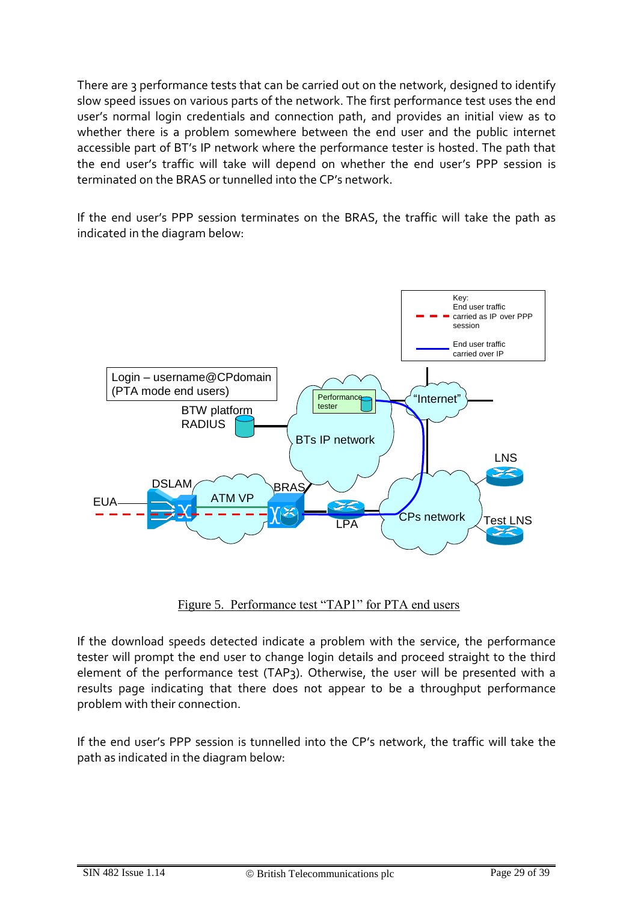There are 3 performance tests that can be carried out on the network, designed to identify slow speed issues on various parts of the network. The first performance test uses the end user's normal login credentials and connection path, and provides an initial view as to whether there is a problem somewhere between the end user and the public internet accessible part of BT's IP network where the performance tester is hosted. The path that the end user's traffic will take will depend on whether the end user's PPP session is terminated on the BRAS or tunnelled into the CP's network.

If the end user's PPP session terminates on the BRAS, the traffic will take the path as indicated in the diagram below:

Figure 5. Performance test "TAP1" for PTA end users

If the download speeds detected indicate a problem with the service, the performance tester will prompt the end user to change login details and proceed straight to the third element of the performance test (TAP3). Otherwise, the user will be presented with a results page indicating that there does not appear to be a throughput performance problem with their connection.

If the end user's PPP session is tunnelled into the CP's network, the traffic will take the path as indicated in the diagram below: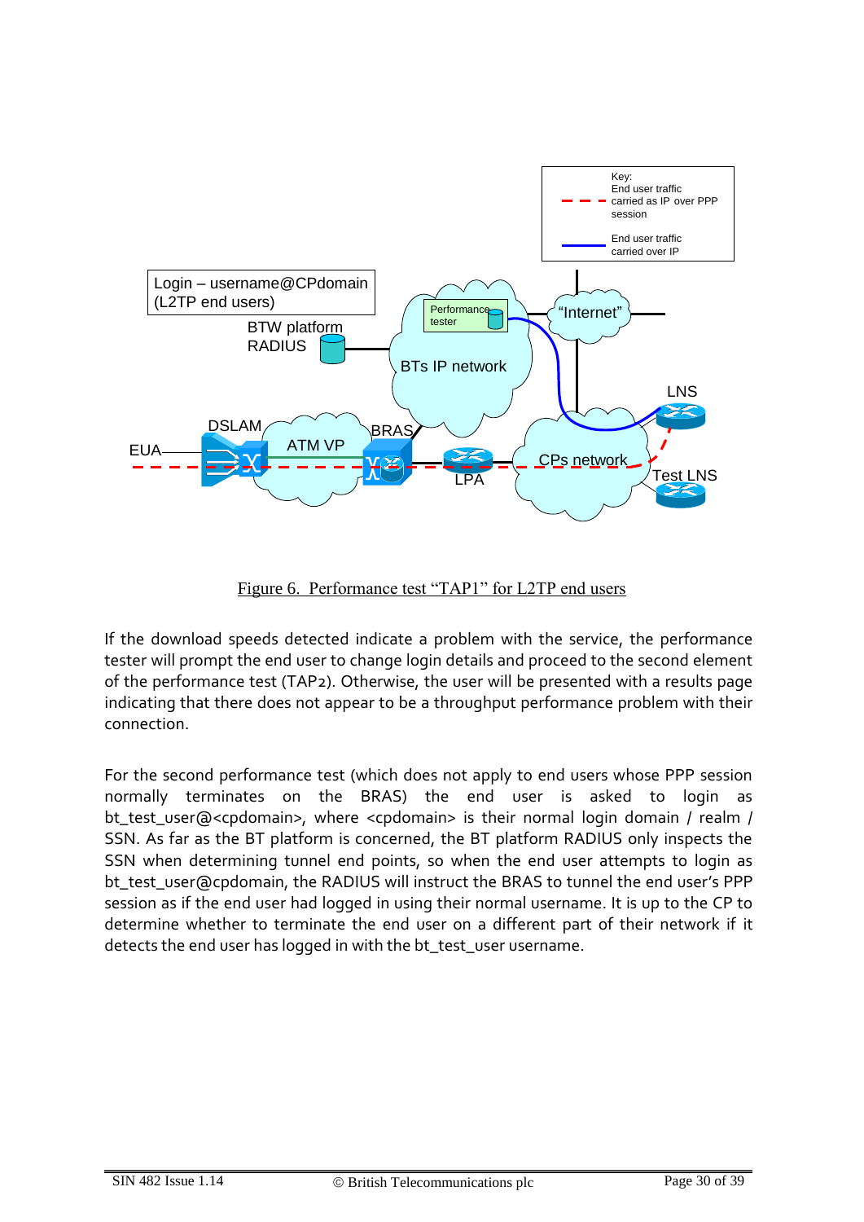Figure 6. Performance test "TAP1" for L2TP end users

If the download speeds detected indicate a problem with the service, the performance tester will prompt the end user to change login details and proceed to the second element of the performance test (TAP2). Otherwise, the user will be presented with a results page indicating that there does not appear to be a throughput performance problem with their connection.

For the second performance test (which does not apply to end users whose PPP session normally terminates on the BRAS) the end user is asked to login as bt_test_user@<cpdomain>, where <cpdomain> is their normal login domain / realm / SSN. As far as the BT platform is concerned, the BT platform RADIUS only inspects the SSN when determining tunnel end points, so when the end user attempts to login as bt_test_user@cpdomain, the RADIUS will instruct the BRAS to tunnel the end user's PPP session as if the end user had logged in using their normal username. It is up to the CP to determine whether to terminate the end user on a different part of their network if it detects the end user has logged in with the bt_test_user username.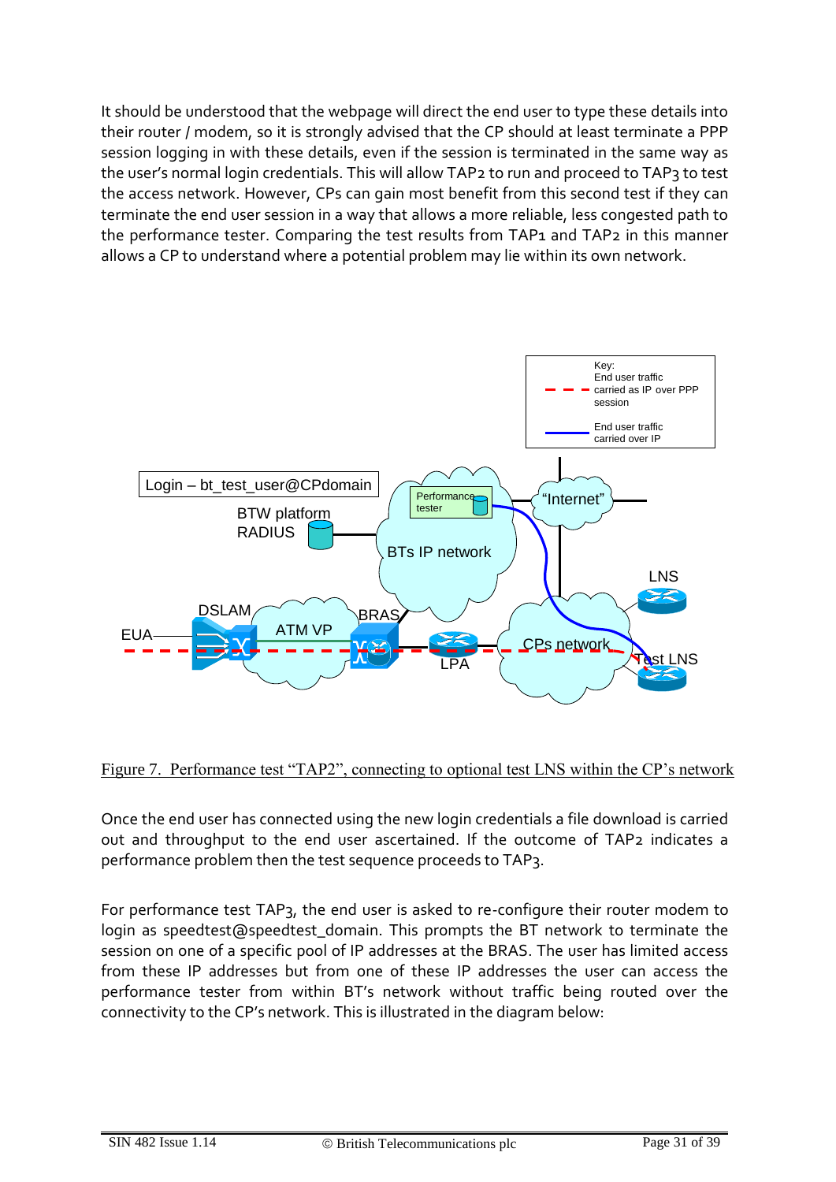It should be understood that the webpage will direct the end user to type these details into their router / modem, so it is strongly advised that the CP should at least terminate a PPP session logging in with these details, even if the session is terminated in the same way as the user's normal login credentials. This will allow TAP2 to run and proceed to TAP3 to test the access network. However, CPs can gain most benefit from this second test if they can terminate the end user session in a way that allows a more reliable, less congested path to the performance tester. Comparing the test results from TAP1 and TAP2 in this manner allows a CP to understand where a potential problem may lie within its own network.

Figure 7. Performance test "TAP2", connecting to optional test LNS within the CP's network

Once the end user has connected using the new login credentials a file download is carried out and throughput to the end user ascertained. If the outcome of TAP2 indicates a performance problem then the test sequence proceeds to TAP3.

For performance test TAP3, the end user is asked to re-configure their router modem to login as speedtest@speedtest_domain. This prompts the BT network to terminate the session on one of a specific pool of IP addresses at the BRAS. The user has limited access from these IP addresses but from one of these IP addresses the user can access the performance tester from within BT's network without traffic being routed over the connectivity to the CP's network. This is illustrated in the diagram below: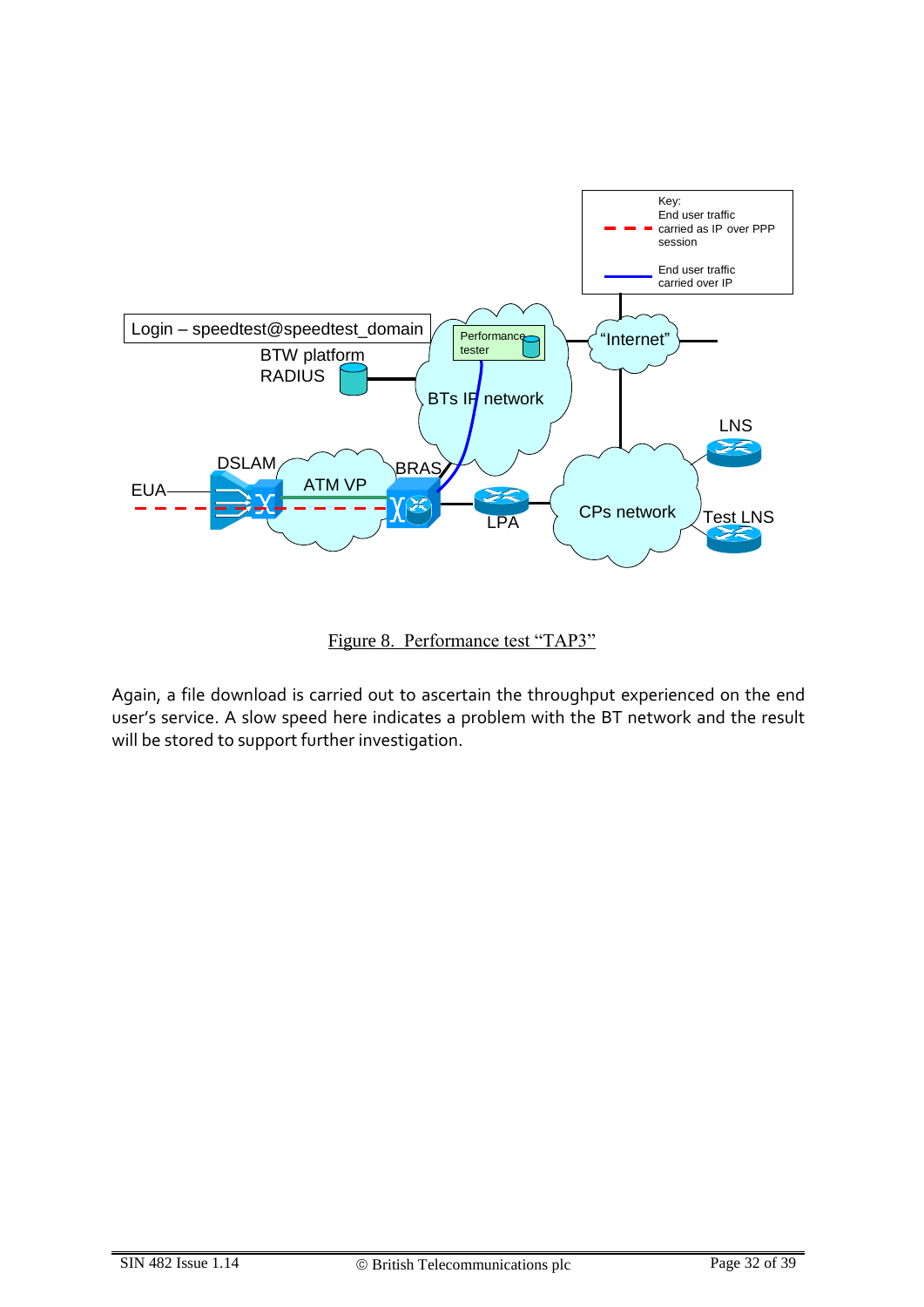Figure 8. Performance test "TAP3"

Again, a file download is carried out to ascertain the throughput experienced on the end user's service. A slow speed here indicates a problem with the BT network and the result will be stored to support further investigation.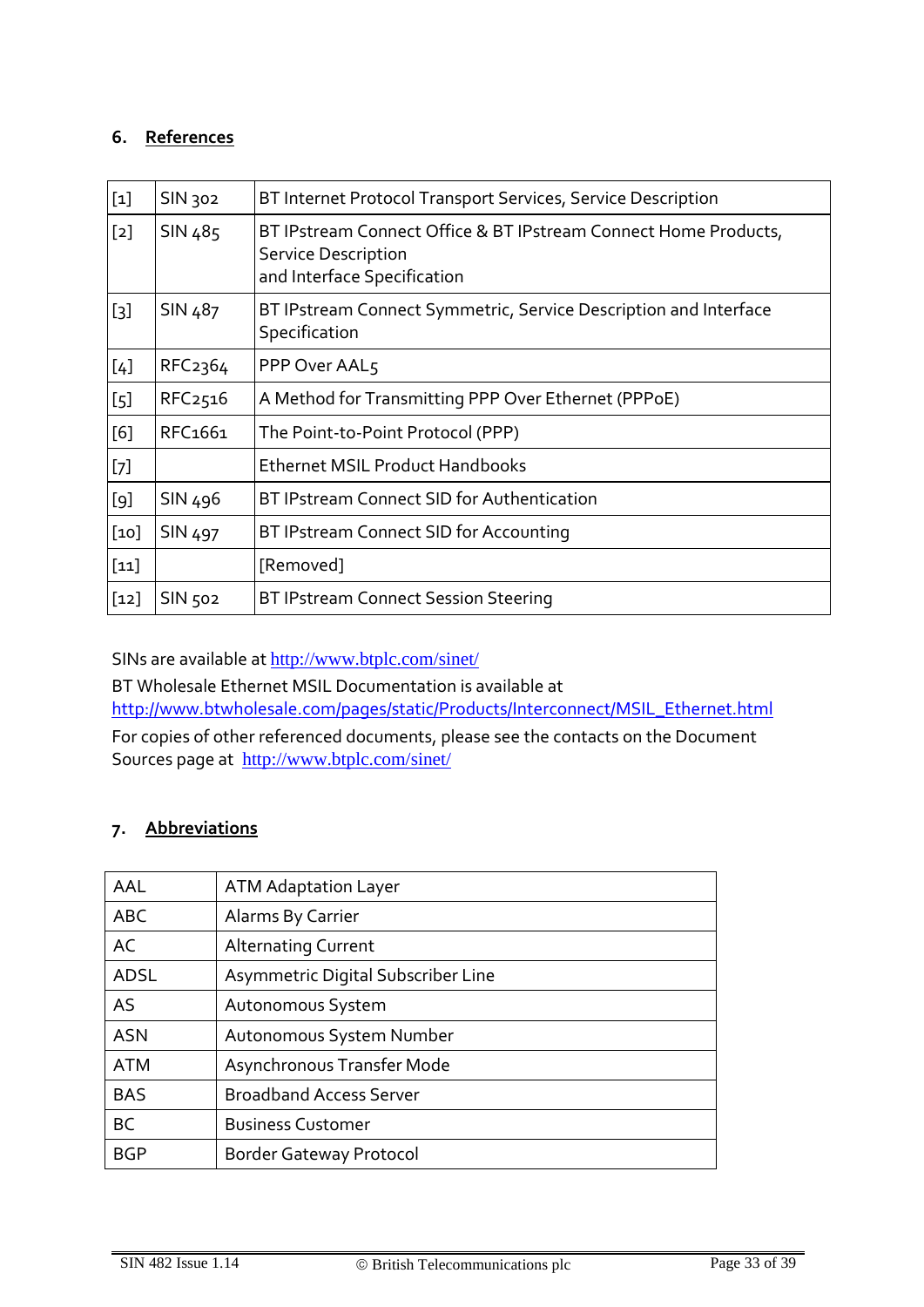## 6. References

| | | |
|---|---|---|
| [1] | SIN 302 | BT Internet Protocol Transport Services, Service Description |
| [2] | SIN 485 | BT IPstream Connect Office & BT IPstream Connect Home Products, Service Description and Interface Specification |
| [3] | SIN 487 | BT IPstream Connect Symmetric, Service Description and Interface Specification |
| [4] | RFC2364 | PPP Over AAL5 |
| [5] | RFC2516 | A Method for Transmitting PPP Over Ethernet (PPPoE) |
| [6] | RFC1661 | The Point-to-Point Protocol (PPP) |
| [7] | | Ethernet MSIL Product Handbooks |
| [9] | SIN 496 | BT IPstream Connect SID for Authentication |
| [10] | SIN 497 | BT IPstream Connect SID for Accounting |
| [11] | | [Removed] |
| [12] | SIN 502 | BT IPstream Connect Session Steering |

SINs are available at http://www.btplc.com/sinet/

BT Wholesale Ethernet MSIL Documentation is available at http://www.btwholesale.com/pages/static/Products/Interconnect/MSIL_Ethernet.html

For copies of other referenced documents, please see the contacts on the Document Sources page at http://www.btplc.com/sinet/

## 7. Abbreviations

| | |
|---|---|
| AAL | ATM Adaptation Layer |
| ABC | Alarms By Carrier |
| AC | Alternating Current |
| ADSL | Asymmetric Digital Subscriber Line |
| AS | Autonomous System |
| ASN | Autonomous System Number |
| ATM | Asynchronous Transfer Mode |
| BAS | Broadband Access Server |
| BC | Business Customer |
| BGP | Border Gateway Protocol |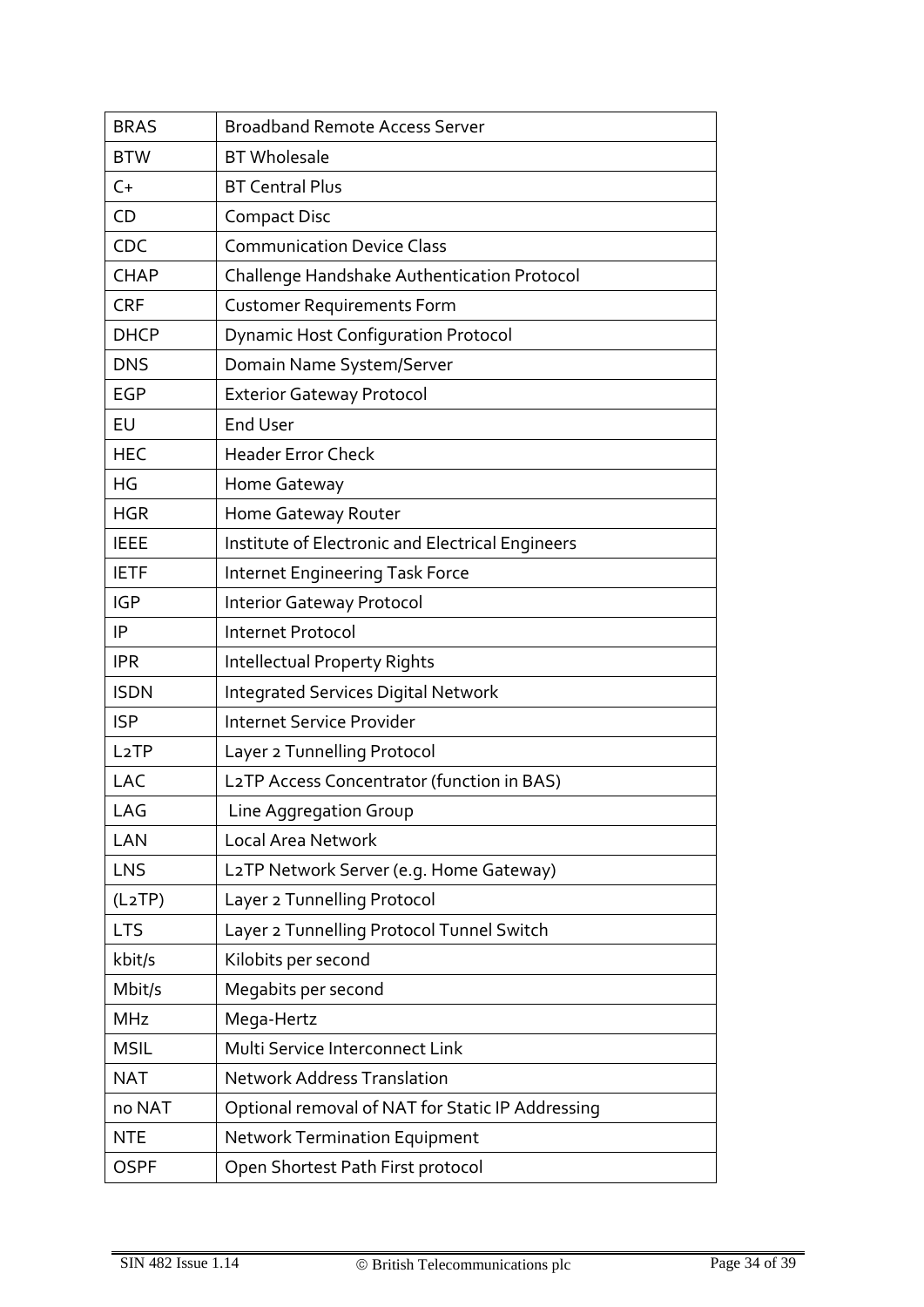| BRAS | Broadband Remote Access Server |
|---|---|
| BTW | BT Wholesale |
| C+ | BT Central Plus |
| CD | Compact Disc |
| CDC | Communication Device Class |
| CHAP | Challenge Handshake Authentication Protocol |
| CRF | Customer Requirements Form |
| DHCP | Dynamic Host Configuration Protocol |
| DNS | Domain Name System/Server |
| EGP | Exterior Gateway Protocol |
| EU | End User |
| HEC | Header Error Check |
| HG | Home Gateway |
| HGR | Home Gateway Router |
| IEEE | Institute of Electronic and Electrical Engineers |
| IETF | Internet Engineering Task Force |
| IGP | Interior Gateway Protocol |
| IP | Internet Protocol |
| IPR | Intellectual Property Rights |
| ISDN | Integrated Services Digital Network |
| ISP | Internet Service Provider |
| L2TP | Layer 2 Tunnelling Protocol |
| LAC | L2TP Access Concentrator (function in BAS) |
| LAG | Line Aggregation Group |
| LAN | Local Area Network |
| LNS | L2TP Network Server (e.g. Home Gateway) |
| (L2TP) | Layer 2 Tunnelling Protocol |
| LTS | Layer 2 Tunnelling Protocol Tunnel Switch |
| kbit/s | Kilobits per second |
| Mbit/s | Megabits per second |
| MHz | Mega-Hertz |
| MSIL | Multi Service Interconnect Link |
| NAT | Network Address Translation |
| no NAT | Optional removal of NAT for Static IP Addressing |
| NTE | Network Termination Equipment |
| OSPF | Open Shortest Path First protocol |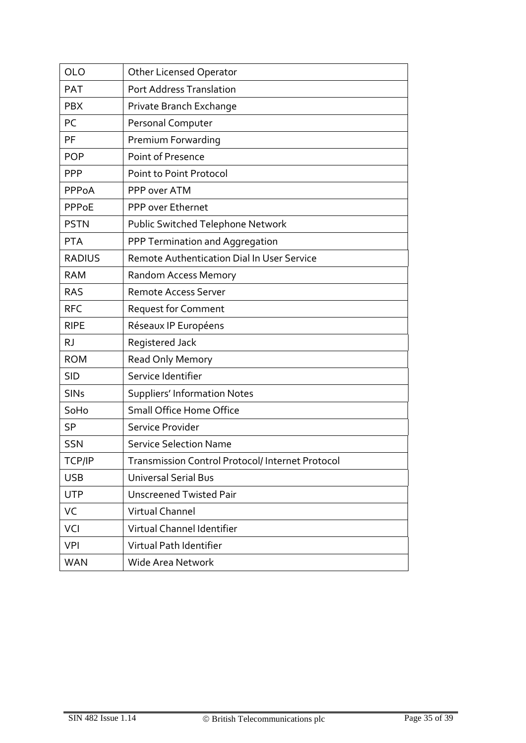| OLO | Other Licensed Operator |
|---|---|
| PAT | Port Address Translation |
| PBX | Private Branch Exchange |
| PC | Personal Computer |
| PF | Premium Forwarding |
| POP | Point of Presence |
| PPP | Point to Point Protocol |
| PPPoA | PPP over ATM |
| PPPoE | PPP over Ethernet |
| PSTN | Public Switched Telephone Network |
| PTA | PPP Termination and Aggregation |
| RADIUS | Remote Authentication Dial In User Service |
| RAM | Random Access Memory |
| RAS | Remote Access Server |
| RFC | Request for Comment |
| RIPE | Réseaux IP Européens |
| RJ | Registered Jack |
| ROM | Read Only Memory |
| SID | Service Identifier |
| SINs | Suppliers' Information Notes |
| SoHo | Small Office Home Office |
| SP | Service Provider |
| SSN | Service Selection Name |
| TCP/IP | Transmission Control Protocol/ Internet Protocol |
| USB | Universal Serial Bus |
| UTP | Unscreened Twisted Pair |
| VC | Virtual Channel |
| VCI | Virtual Channel Identifier |
| VPI | Virtual Path Identifier |
| WAN | Wide Area Network |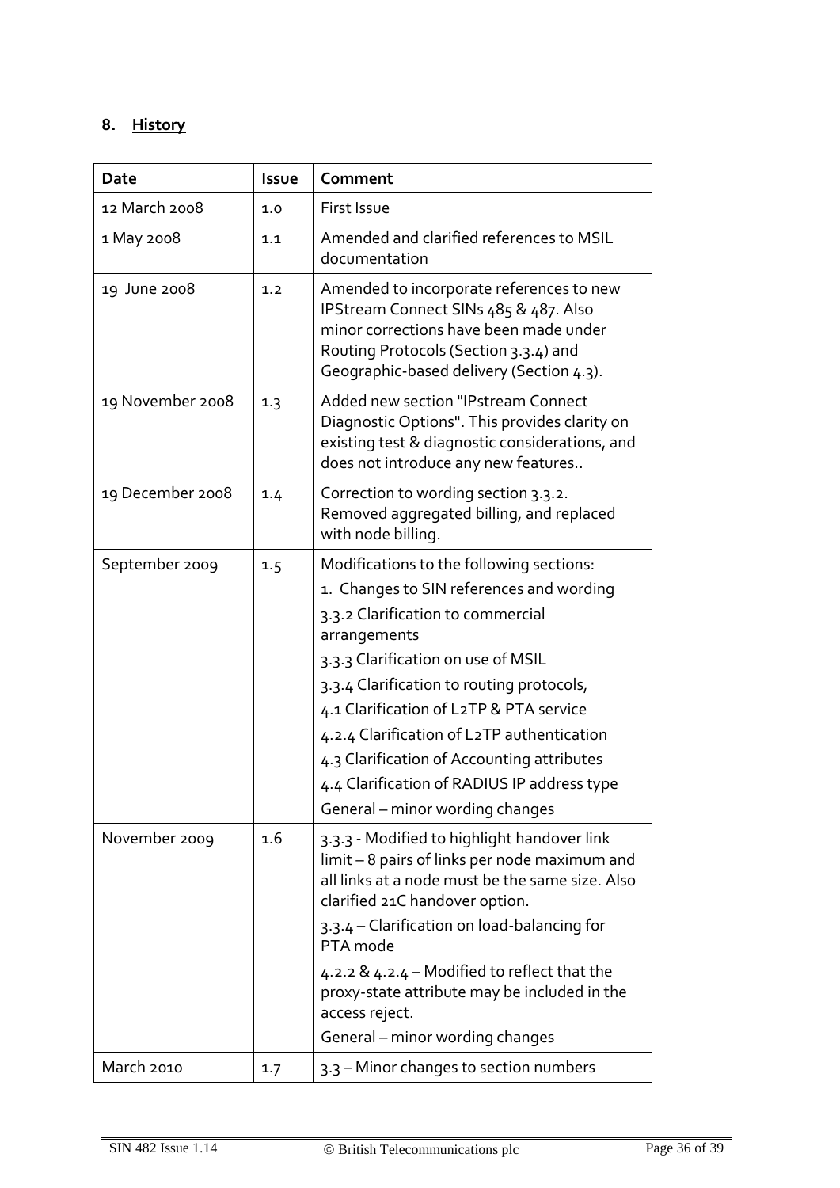## 8. History

| Date | Issue | Comment |
|---|---|---|
| 12 March 2008 | 1.0 | First Issue |
| 1 May 2008 | 1.1 | Amended and clarified references to MSIL documentation |
| 19 June 2008 | 1.2 | Amended to incorporate references to new IPStream Connect SINs 485 & 487. Also minor corrections have been made under Routing Protocols (Section 3.3.4) and Geographic-based delivery (Section 4.3). |
| 19 November 2008 | 1.3 | Added new section "IPstream Connect Diagnostic Options". This provides clarity on existing test & diagnostic considerations, and does not introduce any new features.. |
| 19 December 2008 | 1.4 | Correction to wording section 3.3.2. Removed aggregated billing, and replaced with node billing. |
| September 2009 | 1.5 | Modifications to the following sections:<br>1. Changes to SIN references and wording<br>3.3.2 Clarification to commercial arrangements<br>3.3.3 Clarification on use of MSIL<br>3.3.4 Clarification to routing protocols,<br>4.1 Clarification of L2TP & PTA service<br>4.2.4 Clarification of L2TP authentication<br>4.3 Clarification of Accounting attributes<br>4.4 Clarification of RADIUS IP address type<br>General – minor wording changes |
| November 2009 | 1.6 | 3.3.3 - Modified to highlight handover link limit – 8 pairs of links per node maximum and all links at a node must be the same size. Also clarified 21C handover option.<br>3.3.4 – Clarification on load-balancing for PTA mode<br>4.2.2 & 4.2.4 – Modified to reflect that the proxy-state attribute may be included in the access reject.<br>General – minor wording changes |
| March 2010 | 1.7 | 3.3 – Minor changes to section numbers |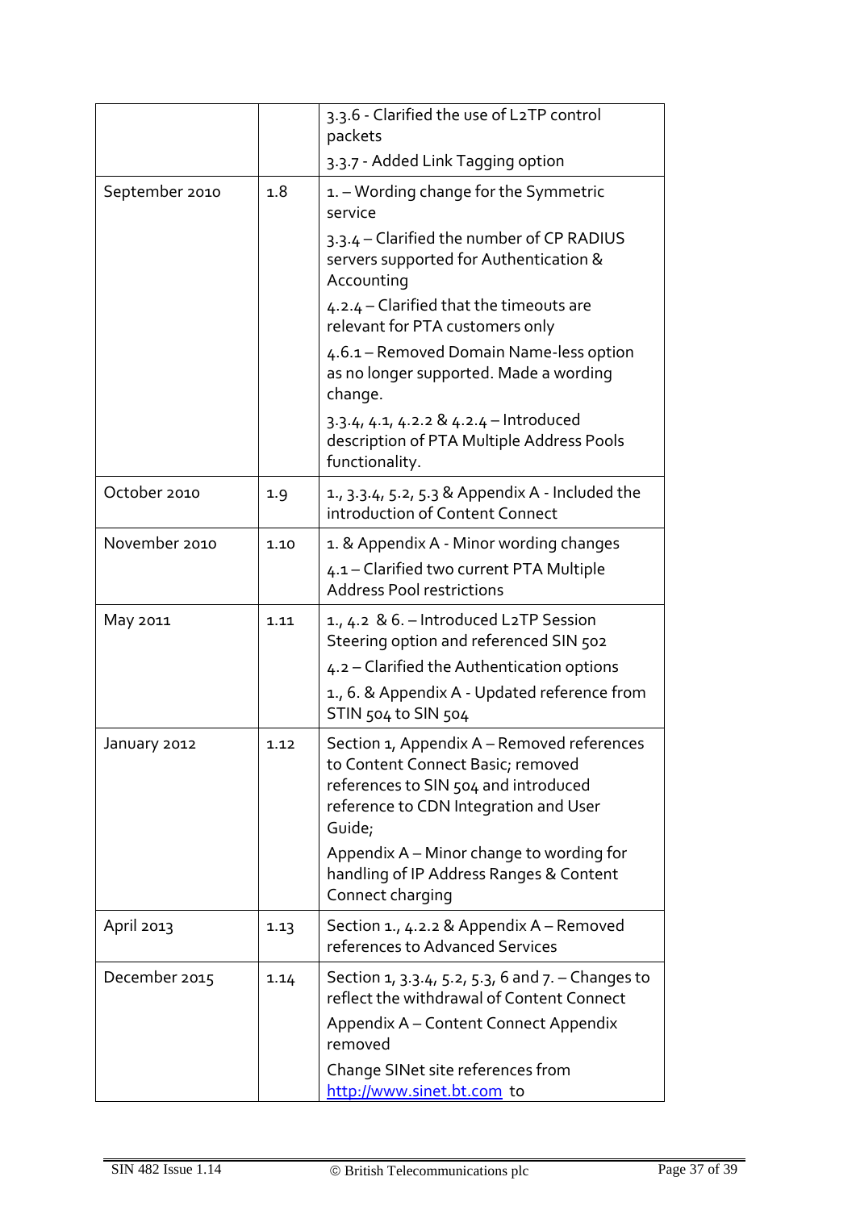| | | |
|---|---|---|
| | | 3.3.6 - Clarified the use of L2TP control packets<br>3.3.7 - Added Link Tagging option |
| September 2010 | 1.8 | 1. – Wording change for the Symmetric service<br>3.3.4 – Clarified the number of CP RADIUS servers supported for Authentication & Accounting<br>4.2.4 – Clarified that the timeouts are relevant for PTA customers only<br>4.6.1 – Removed Domain Name-less option as no longer supported. Made a wording change.<br>3.3.4, 4.1, 4.2.2 & 4.2.4 – Introduced description of PTA Multiple Address Pools functionality. |
| October 2010 | 1.9 | 1., 3.3.4, 5.2, 5.3 & Appendix A - Included the introduction of Content Connect |
| November 2010 | 1.10 | 1. & Appendix A - Minor wording changes<br>4.1 – Clarified two current PTA Multiple Address Pool restrictions |
| May 2011 | 1.11 | 1., 4.2 & 6. – Introduced L2TP Session Steering option and referenced SIN 502<br>4.2 – Clarified the Authentication options<br>1., 6. & Appendix A - Updated reference from STIN 504 to SIN 504 |
| January 2012 | 1.12 | Section 1, Appendix A – Removed references to Content Connect Basic; removed references to SIN 504 and introduced reference to CDN Integration and User Guide;<br>Appendix A – Minor change to wording for handling of IP Address Ranges & Content Connect charging |
| April 2013 | 1.13 | Section 1., 4.2.2 & Appendix A – Removed references to Advanced Services |
| December 2015 | 1.14 | Section 1, 3.3.4, 5.2, 5.3, 6 and 7. – Changes to reflect the withdrawal of Content Connect<br>Appendix A – Content Connect Appendix removed<br>Change SINet site references from http://www.sinet.bt.com to |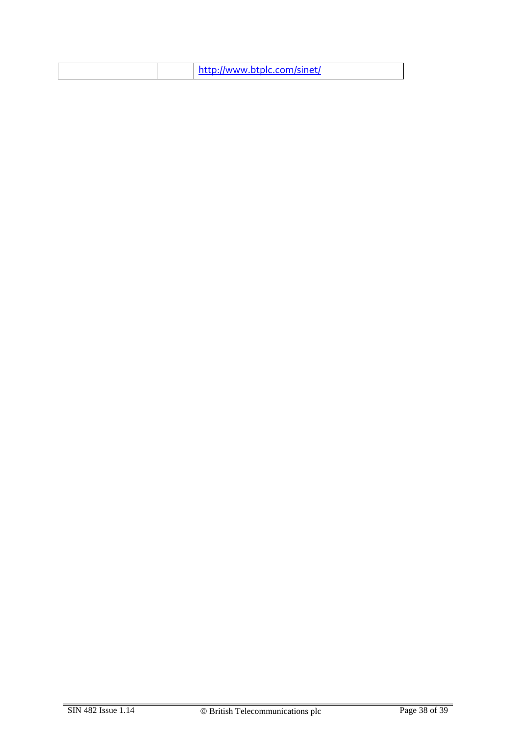| | | |
|---|---|---|
| | | http://www.btplc.com/sinet/ |